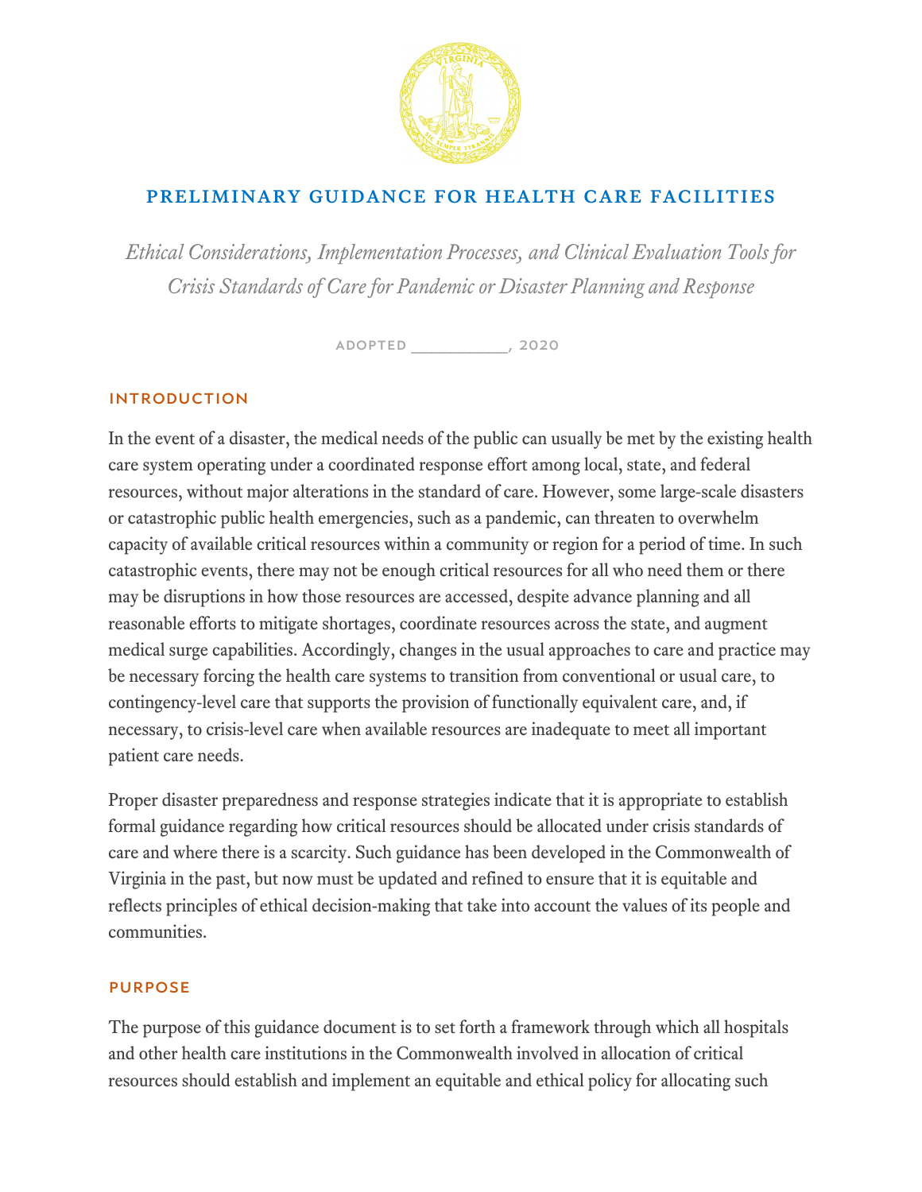# PRELIMINARY GUIDANCE FOR HEALTH CARE FACILITIES

*Ethical Considerations, Implementation Processes, and Clinical Evaluation Tools for Crisis Standards of Care for Pandemic or Disaster Planning and Response*

ADOPTED ___________, 2020

## INTRODUCTION

In the event of a disaster, the medical needs of the public can usually be met by the existing health care system operating under a coordinated response effort among local, state, and federal resources, without major alterations in the standard of care. However, some large-scale disasters or catastrophic public health emergencies, such as a pandemic, can threaten to overwhelm capacity of available critical resources within a community or region for a period of time. In such catastrophic events, there may not be enough critical resources for all who need them or there may be disruptions in how those resources are accessed, despite advance planning and all reasonable efforts to mitigate shortages, coordinate resources across the state, and augment medical surge capabilities. Accordingly, changes in the usual approaches to care and practice may be necessary forcing the health care systems to transition from conventional or usual care, to contingency-level care that supports the provision of functionally equivalent care, and, if necessary, to crisis-level care when available resources are inadequate to meet all important patient care needs.

Proper disaster preparedness and response strategies indicate that it is appropriate to establish formal guidance regarding how critical resources should be allocated under crisis standards of care and where there is a scarcity. Such guidance has been developed in the Commonwealth of Virginia in the past, but now must be updated and refined to ensure that it is equitable and reflects principles of ethical decision-making that take into account the values of its people and communities.

## PURPOSE

The purpose of this guidance document is to set forth a framework through which all hospitals and other health care institutions in the Commonwealth involved in allocation of critical resources should establish and implement an equitable and ethical policy for allocating such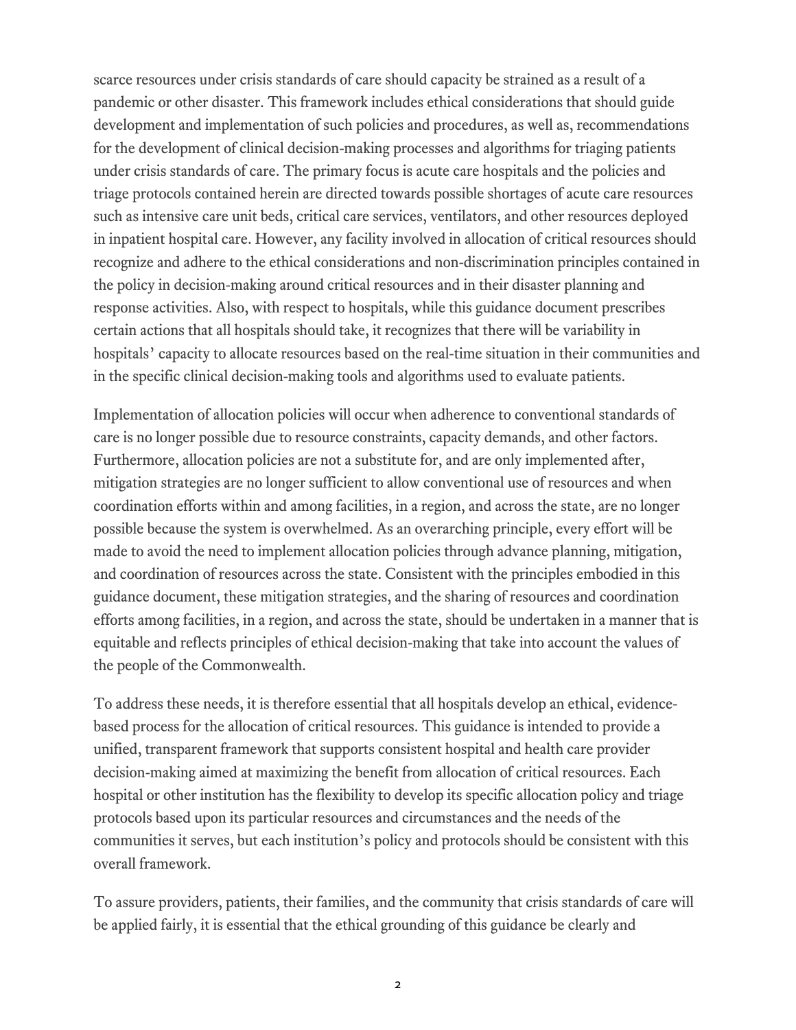scarce resources under crisis standards of care should capacity be strained as a result of a pandemic or other disaster. This framework includes ethical considerations that should guide development and implementation of such policies and procedures, as well as, recommendations for the development of clinical decision-making processes and algorithms for triaging patients under crisis standards of care. The primary focus is acute care hospitals and the policies and triage protocols contained herein are directed towards possible shortages of acute care resources such as intensive care unit beds, critical care services, ventilators, and other resources deployed in inpatient hospital care. However, any facility involved in allocation of critical resources should recognize and adhere to the ethical considerations and non-discrimination principles contained in the policy in decision-making around critical resources and in their disaster planning and response activities. Also, with respect to hospitals, while this guidance document prescribes certain actions that all hospitals should take, it recognizes that there will be variability in hospitals' capacity to allocate resources based on the real-time situation in their communities and in the specific clinical decision-making tools and algorithms used to evaluate patients.

Implementation of allocation policies will occur when adherence to conventional standards of care is no longer possible due to resource constraints, capacity demands, and other factors. Furthermore, allocation policies are not a substitute for, and are only implemented after, mitigation strategies are no longer sufficient to allow conventional use of resources and when coordination efforts within and among facilities, in a region, and across the state, are no longer possible because the system is overwhelmed. As an overarching principle, every effort will be made to avoid the need to implement allocation policies through advance planning, mitigation, and coordination of resources across the state. Consistent with the principles embodied in this guidance document, these mitigation strategies, and the sharing of resources and coordination efforts among facilities, in a region, and across the state, should be undertaken in a manner that is equitable and reflects principles of ethical decision-making that take into account the values of the people of the Commonwealth.

To address these needs, it is therefore essential that all hospitals develop an ethical, evidence-based process for the allocation of critical resources. This guidance is intended to provide a unified, transparent framework that supports consistent hospital and health care provider decision-making aimed at maximizing the benefit from allocation of critical resources. Each hospital or other institution has the flexibility to develop its specific allocation policy and triage protocols based upon its particular resources and circumstances and the needs of the communities it serves, but each institution's policy and protocols should be consistent with this overall framework.

To assure providers, patients, their families, and the community that crisis standards of care will be applied fairly, it is essential that the ethical grounding of this guidance be clearly and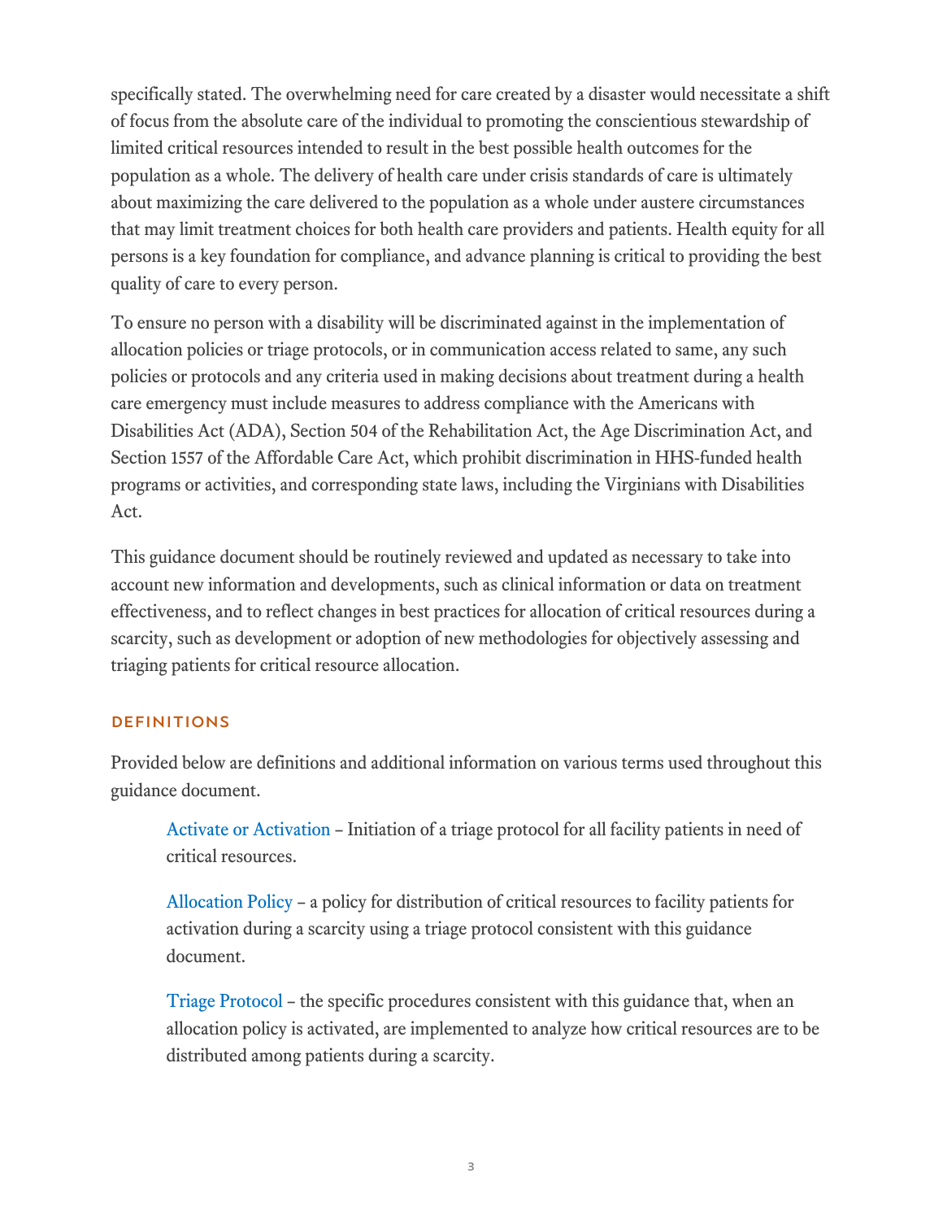specifically stated. The overwhelming need for care created by a disaster would necessitate a shift of focus from the absolute care of the individual to promoting the conscientious stewardship of limited critical resources intended to result in the best possible health outcomes for the population as a whole. The delivery of health care under crisis standards of care is ultimately about maximizing the care delivered to the population as a whole under austere circumstances that may limit treatment choices for both health care providers and patients. Health equity for all persons is a key foundation for compliance, and advance planning is critical to providing the best quality of care to every person.

To ensure no person with a disability will be discriminated against in the implementation of allocation policies or triage protocols, or in communication access related to same, any such policies or protocols and any criteria used in making decisions about treatment during a health care emergency must include measures to address compliance with the Americans with Disabilities Act (ADA), Section 504 of the Rehabilitation Act, the Age Discrimination Act, and Section 1557 of the Affordable Care Act, which prohibit discrimination in HHS-funded health programs or activities, and corresponding state laws, including the Virginians with Disabilities Act.

This guidance document should be routinely reviewed and updated as necessary to take into account new information and developments, such as clinical information or data on treatment effectiveness, and to reflect changes in best practices for allocation of critical resources during a scarcity, such as development or adoption of new methodologies for objectively assessing and triaging patients for critical resource allocation.

## DEFINITIONS

Provided below are definitions and additional information on various terms used throughout this guidance document.

Activate or Activation – Initiation of a triage protocol for all facility patients in need of critical resources.

Allocation Policy – a policy for distribution of critical resources to facility patients for activation during a scarcity using a triage protocol consistent with this guidance document.

Triage Protocol – the specific procedures consistent with this guidance that, when an allocation policy is activated, are implemented to analyze how critical resources are to be distributed among patients during a scarcity.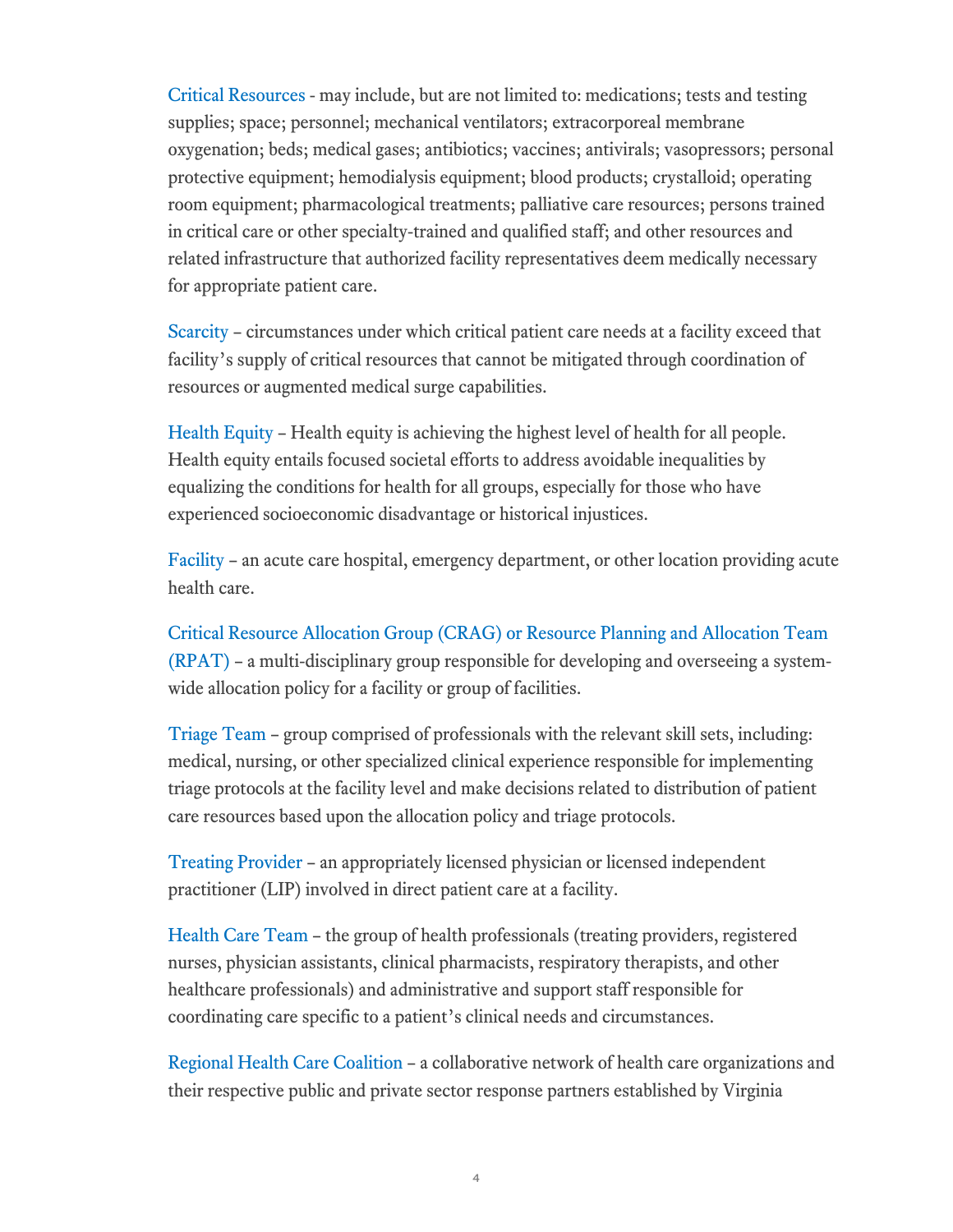Critical Resources - may include, but are not limited to: medications; tests and testing supplies; space; personnel; mechanical ventilators; extracorporeal membrane oxygenation; beds; medical gases; antibiotics; vaccines; antivirals; vasopressors; personal protective equipment; hemodialysis equipment; blood products; crystalloid; operating room equipment; pharmacological treatments; palliative care resources; persons trained in critical care or other specialty-trained and qualified staff; and other resources and related infrastructure that authorized facility representatives deem medically necessary for appropriate patient care.

Scarcity – circumstances under which critical patient care needs at a facility exceed that facility's supply of critical resources that cannot be mitigated through coordination of resources or augmented medical surge capabilities.

Health Equity – Health equity is achieving the highest level of health for all people. Health equity entails focused societal efforts to address avoidable inequalities by equalizing the conditions for health for all groups, especially for those who have experienced socioeconomic disadvantage or historical injustices.

Facility – an acute care hospital, emergency department, or other location providing acute health care.

Critical Resource Allocation Group (CRAG) or Resource Planning and Allocation Team (RPAT) – a multi-disciplinary group responsible for developing and overseeing a system-wide allocation policy for a facility or group of facilities.

Triage Team – group comprised of professionals with the relevant skill sets, including: medical, nursing, or other specialized clinical experience responsible for implementing triage protocols at the facility level and make decisions related to distribution of patient care resources based upon the allocation policy and triage protocols.

Treating Provider – an appropriately licensed physician or licensed independent practitioner (LIP) involved in direct patient care at a facility.

Health Care Team – the group of health professionals (treating providers, registered nurses, physician assistants, clinical pharmacists, respiratory therapists, and other healthcare professionals) and administrative and support staff responsible for coordinating care specific to a patient's clinical needs and circumstances.

Regional Health Care Coalition – a collaborative network of health care organizations and their respective public and private sector response partners established by Virginia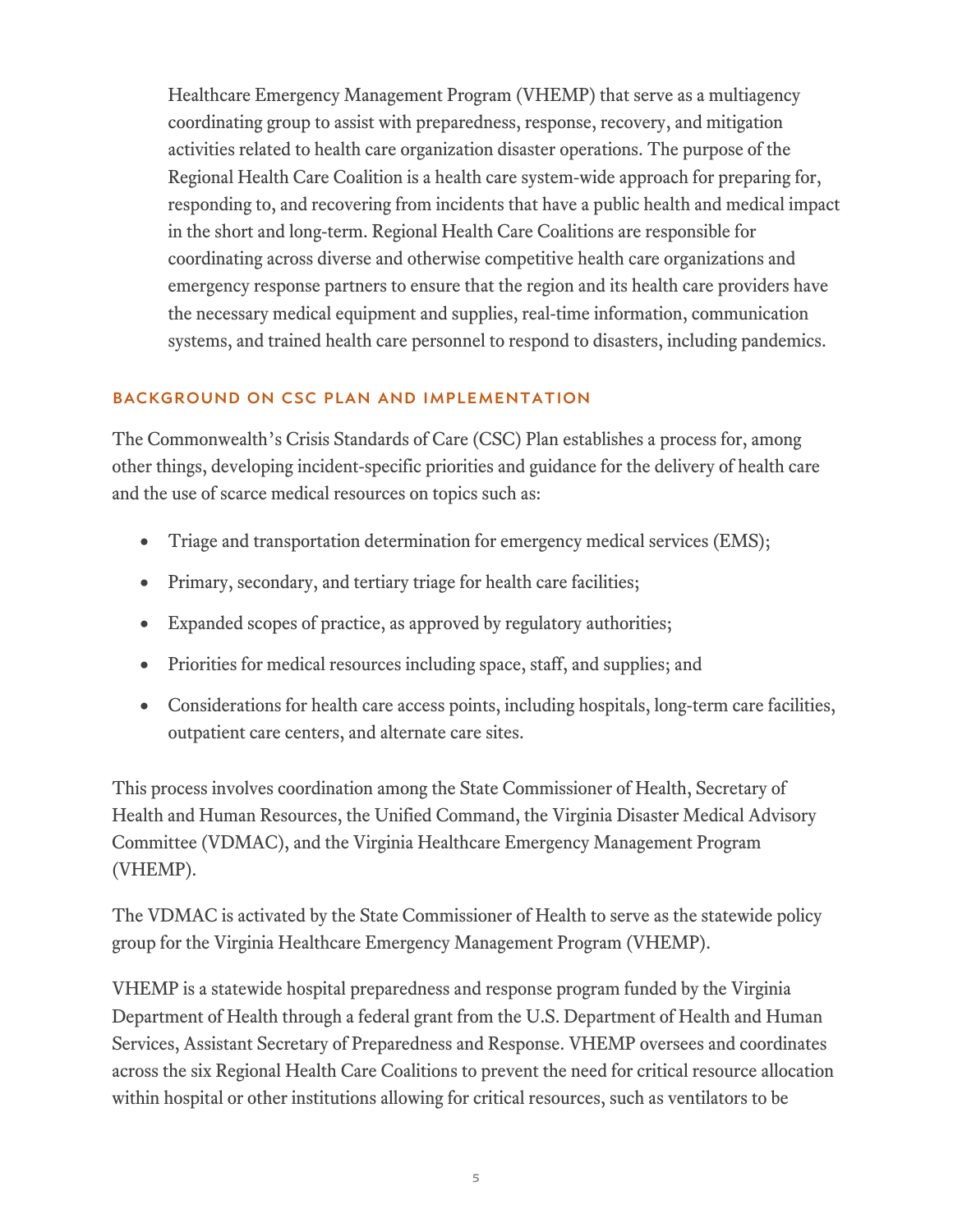Healthcare Emergency Management Program (VHEMP) that serve as a multiagency coordinating group to assist with preparedness, response, recovery, and mitigation activities related to health care organization disaster operations. The purpose of the Regional Health Care Coalition is a health care system-wide approach for preparing for, responding to, and recovering from incidents that have a public health and medical impact in the short and long-term. Regional Health Care Coalitions are responsible for coordinating across diverse and otherwise competitive health care organizations and emergency response partners to ensure that the region and its health care providers have the necessary medical equipment and supplies, real-time information, communication systems, and trained health care personnel to respond to disasters, including pandemics.

## BACKGROUND ON CSC PLAN AND IMPLEMENTATION

The Commonwealth's Crisis Standards of Care (CSC) Plan establishes a process for, among other things, developing incident-specific priorities and guidance for the delivery of health care and the use of scarce medical resources on topics such as:

- Triage and transportation determination for emergency medical services (EMS);
- Primary, secondary, and tertiary triage for health care facilities;
- Expanded scopes of practice, as approved by regulatory authorities;
- Priorities for medical resources including space, staff, and supplies; and
- Considerations for health care access points, including hospitals, long-term care facilities, outpatient care centers, and alternate care sites.

This process involves coordination among the State Commissioner of Health, Secretary of Health and Human Resources, the Unified Command, the Virginia Disaster Medical Advisory Committee (VDMAC), and the Virginia Healthcare Emergency Management Program (VHEMP).

The VDMAC is activated by the State Commissioner of Health to serve as the statewide policy group for the Virginia Healthcare Emergency Management Program (VHEMP).

VHEMP is a statewide hospital preparedness and response program funded by the Virginia Department of Health through a federal grant from the U.S. Department of Health and Human Services, Assistant Secretary of Preparedness and Response. VHEMP oversees and coordinates across the six Regional Health Care Coalitions to prevent the need for critical resource allocation within hospital or other institutions allowing for critical resources, such as ventilators to be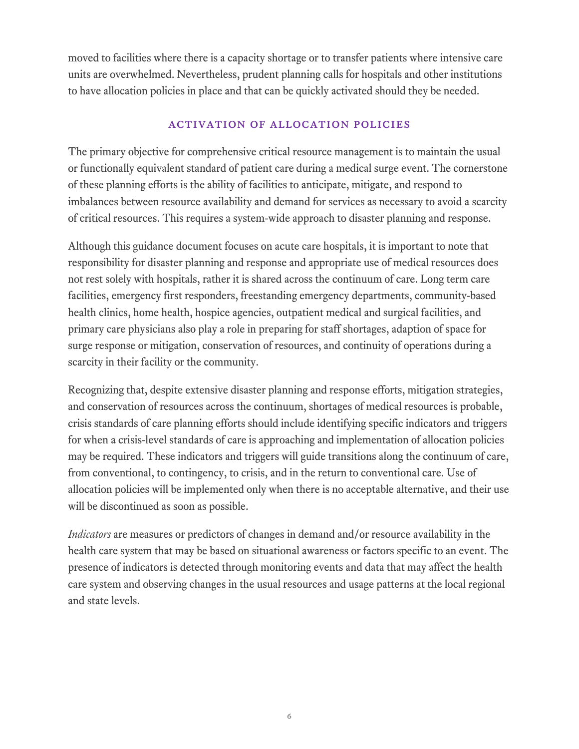moved to facilities where there is a capacity shortage or to transfer patients where intensive care units are overwhelmed. Nevertheless, prudent planning calls for hospitals and other institutions to have allocation policies in place and that can be quickly activated should they be needed.

## ACTIVATION OF ALLOCATION POLICIES

The primary objective for comprehensive critical resource management is to maintain the usual or functionally equivalent standard of patient care during a medical surge event. The cornerstone of these planning efforts is the ability of facilities to anticipate, mitigate, and respond to imbalances between resource availability and demand for services as necessary to avoid a scarcity of critical resources. This requires a system-wide approach to disaster planning and response.

Although this guidance document focuses on acute care hospitals, it is important to note that responsibility for disaster planning and response and appropriate use of medical resources does not rest solely with hospitals, rather it is shared across the continuum of care. Long term care facilities, emergency first responders, freestanding emergency departments, community-based health clinics, home health, hospice agencies, outpatient medical and surgical facilities, and primary care physicians also play a role in preparing for staff shortages, adaption of space for surge response or mitigation, conservation of resources, and continuity of operations during a scarcity in their facility or the community.

Recognizing that, despite extensive disaster planning and response efforts, mitigation strategies, and conservation of resources across the continuum, shortages of medical resources is probable, crisis standards of care planning efforts should include identifying specific indicators and triggers for when a crisis-level standards of care is approaching and implementation of allocation policies may be required. These indicators and triggers will guide transitions along the continuum of care, from conventional, to contingency, to crisis, and in the return to conventional care. Use of allocation policies will be implemented only when there is no acceptable alternative, and their use will be discontinued as soon as possible.

*Indicators* are measures or predictors of changes in demand and/or resource availability in the health care system that may be based on situational awareness or factors specific to an event. The presence of indicators is detected through monitoring events and data that may affect the health care system and observing changes in the usual resources and usage patterns at the local regional and state levels.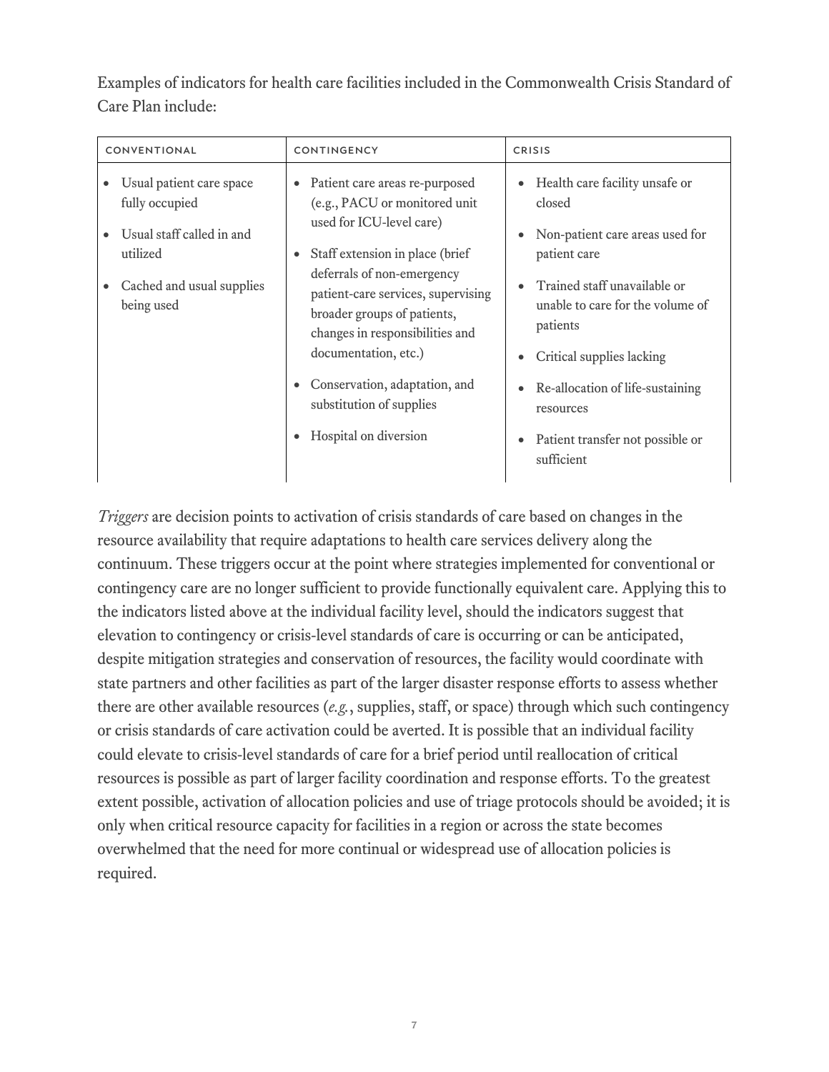Examples of indicators for health care facilities included in the Commonwealth Crisis Standard of Care Plan include:

| CONVENTIONAL | CONTINGENCY | CRISIS |
|---|---|---|
| • Usual patient care space fully occupied<br>• Usual staff called in and utilized<br>• Cached and usual supplies being used | • Patient care areas re-purposed (e.g., PACU or monitored unit used for ICU-level care)<br>• Staff extension in place (brief deferrals of non-emergency patient-care services, supervising broader groups of patients, changes in responsibilities and documentation, etc.)<br>• Conservation, adaptation, and substitution of supplies<br>• Hospital on diversion | • Health care facility unsafe or closed<br>• Non-patient care areas used for patient care<br>• Trained staff unavailable or unable to care for the volume of patients<br>• Critical supplies lacking<br>• Re-allocation of life-sustaining resources<br>• Patient transfer not possible or sufficient |

*Triggers* are decision points to activation of crisis standards of care based on changes in the resource availability that require adaptations to health care services delivery along the continuum. These triggers occur at the point where strategies implemented for conventional or contingency care are no longer sufficient to provide functionally equivalent care. Applying this to the indicators listed above at the individual facility level, should the indicators suggest that elevation to contingency or crisis-level standards of care is occurring or can be anticipated, despite mitigation strategies and conservation of resources, the facility would coordinate with state partners and other facilities as part of the larger disaster response efforts to assess whether there are other available resources (*e.g.*, supplies, staff, or space) through which such contingency or crisis standards of care activation could be averted. It is possible that an individual facility could elevate to crisis-level standards of care for a brief period until reallocation of critical resources is possible as part of larger facility coordination and response efforts. To the greatest extent possible, activation of allocation policies and use of triage protocols should be avoided; it is only when critical resource capacity for facilities in a region or across the state becomes overwhelmed that the need for more continual or widespread use of allocation policies is required.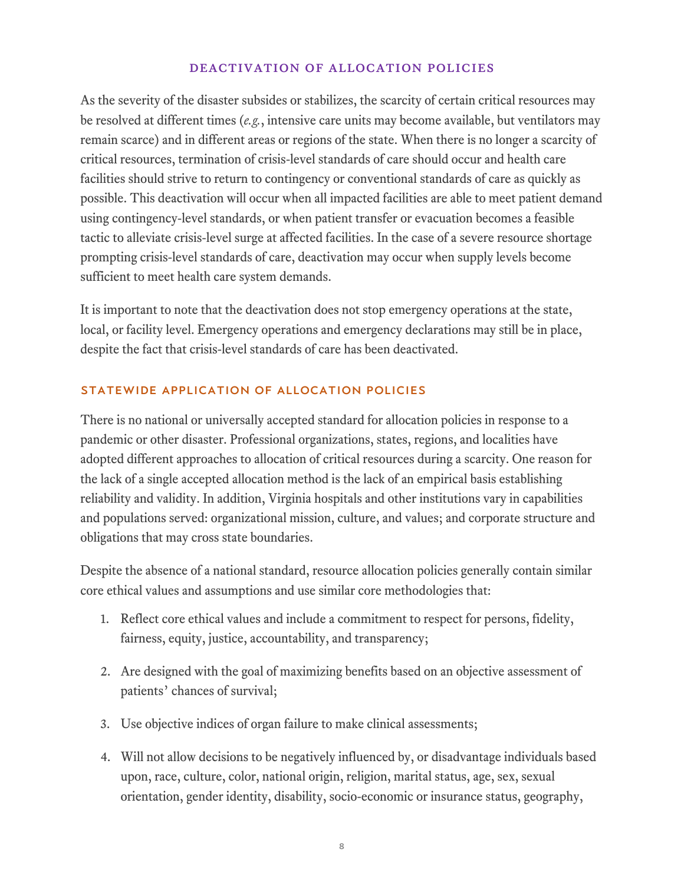## DEACTIVATION OF ALLOCATION POLICIES

As the severity of the disaster subsides or stabilizes, the scarcity of certain critical resources may be resolved at different times (*e.g.*, intensive care units may become available, but ventilators may remain scarce) and in different areas or regions of the state. When there is no longer a scarcity of critical resources, termination of crisis-level standards of care should occur and health care facilities should strive to return to contingency or conventional standards of care as quickly as possible. This deactivation will occur when all impacted facilities are able to meet patient demand using contingency-level standards, or when patient transfer or evacuation becomes a feasible tactic to alleviate crisis-level surge at affected facilities. In the case of a severe resource shortage prompting crisis-level standards of care, deactivation may occur when supply levels become sufficient to meet health care system demands.

It is important to note that the deactivation does not stop emergency operations at the state, local, or facility level. Emergency operations and emergency declarations may still be in place, despite the fact that crisis-level standards of care has been deactivated.

### STATEWIDE APPLICATION OF ALLOCATION POLICIES

There is no national or universally accepted standard for allocation policies in response to a pandemic or other disaster. Professional organizations, states, regions, and localities have adopted different approaches to allocation of critical resources during a scarcity. One reason for the lack of a single accepted allocation method is the lack of an empirical basis establishing reliability and validity. In addition, Virginia hospitals and other institutions vary in capabilities and populations served: organizational mission, culture, and values; and corporate structure and obligations that may cross state boundaries.

Despite the absence of a national standard, resource allocation policies generally contain similar core ethical values and assumptions and use similar core methodologies that:

1. Reflect core ethical values and include a commitment to respect for persons, fidelity, fairness, equity, justice, accountability, and transparency;
2. Are designed with the goal of maximizing benefits based on an objective assessment of patients' chances of survival;
3. Use objective indices of organ failure to make clinical assessments;
4. Will not allow decisions to be negatively influenced by, or disadvantage individuals based upon, race, culture, color, national origin, religion, marital status, age, sex, sexual orientation, gender identity, disability, socio-economic or insurance status, geography,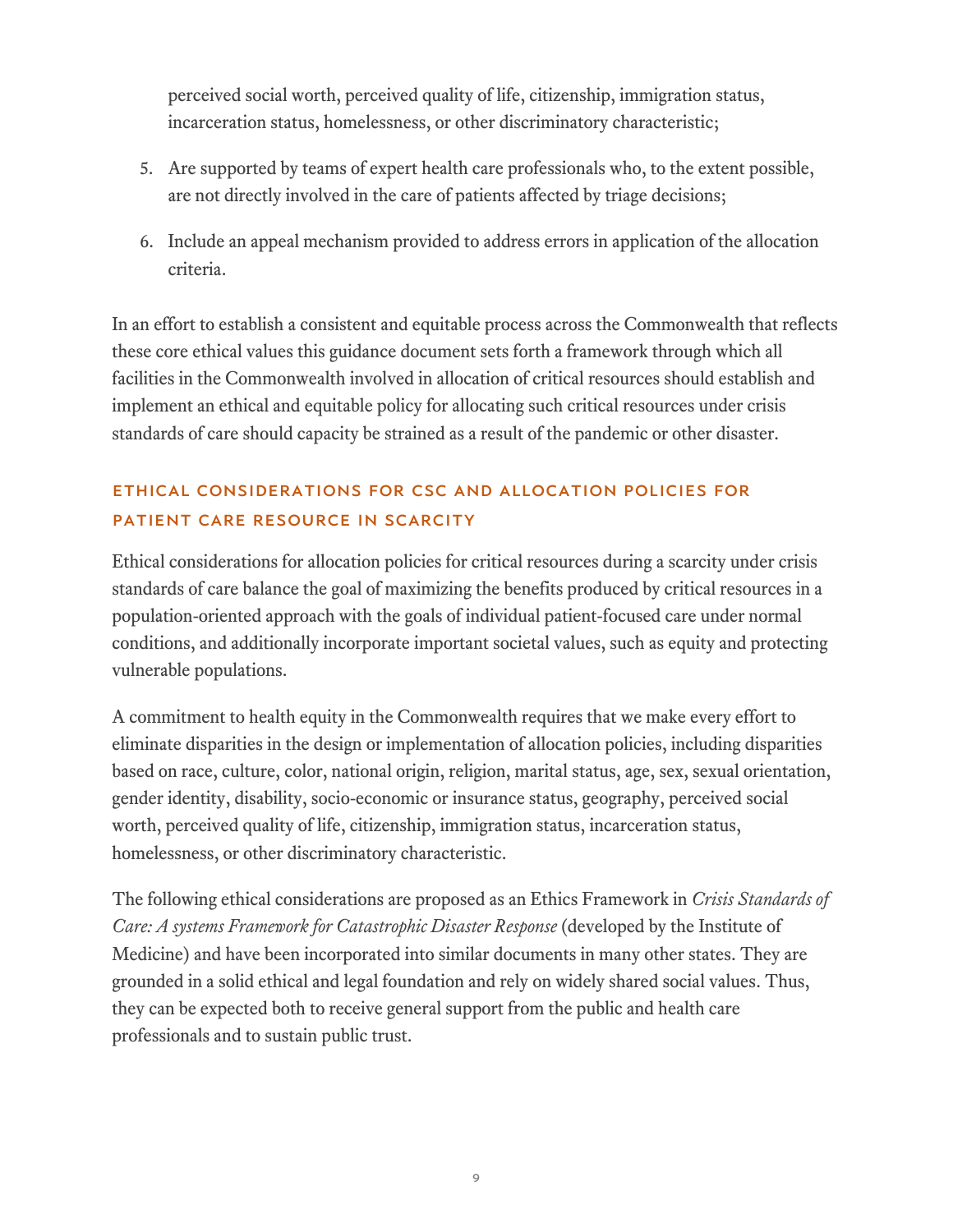perceived social worth, perceived quality of life, citizenship, immigration status, incarceration status, homelessness, or other discriminatory characteristic;

5. Are supported by teams of expert health care professionals who, to the extent possible, are not directly involved in the care of patients affected by triage decisions;
6. Include an appeal mechanism provided to address errors in application of the allocation criteria.

In an effort to establish a consistent and equitable process across the Commonwealth that reflects these core ethical values this guidance document sets forth a framework through which all facilities in the Commonwealth involved in allocation of critical resources should establish and implement an ethical and equitable policy for allocating such critical resources under crisis standards of care should capacity be strained as a result of the pandemic or other disaster.

## ETHICAL CONSIDERATIONS FOR CSC AND ALLOCATION POLICIES FOR PATIENT CARE RESOURCE IN SCARCITY

Ethical considerations for allocation policies for critical resources during a scarcity under crisis standards of care balance the goal of maximizing the benefits produced by critical resources in a population-oriented approach with the goals of individual patient-focused care under normal conditions, and additionally incorporate important societal values, such as equity and protecting vulnerable populations.

A commitment to health equity in the Commonwealth requires that we make every effort to eliminate disparities in the design or implementation of allocation policies, including disparities based on race, culture, color, national origin, religion, marital status, age, sex, sexual orientation, gender identity, disability, socio-economic or insurance status, geography, perceived social worth, perceived quality of life, citizenship, immigration status, incarceration status, homelessness, or other discriminatory characteristic.

The following ethical considerations are proposed as an Ethics Framework in *Crisis Standards of Care: A systems Framework for Catastrophic Disaster Response* (developed by the Institute of Medicine) and have been incorporated into similar documents in many other states. They are grounded in a solid ethical and legal foundation and rely on widely shared social values. Thus, they can be expected both to receive general support from the public and health care professionals and to sustain public trust.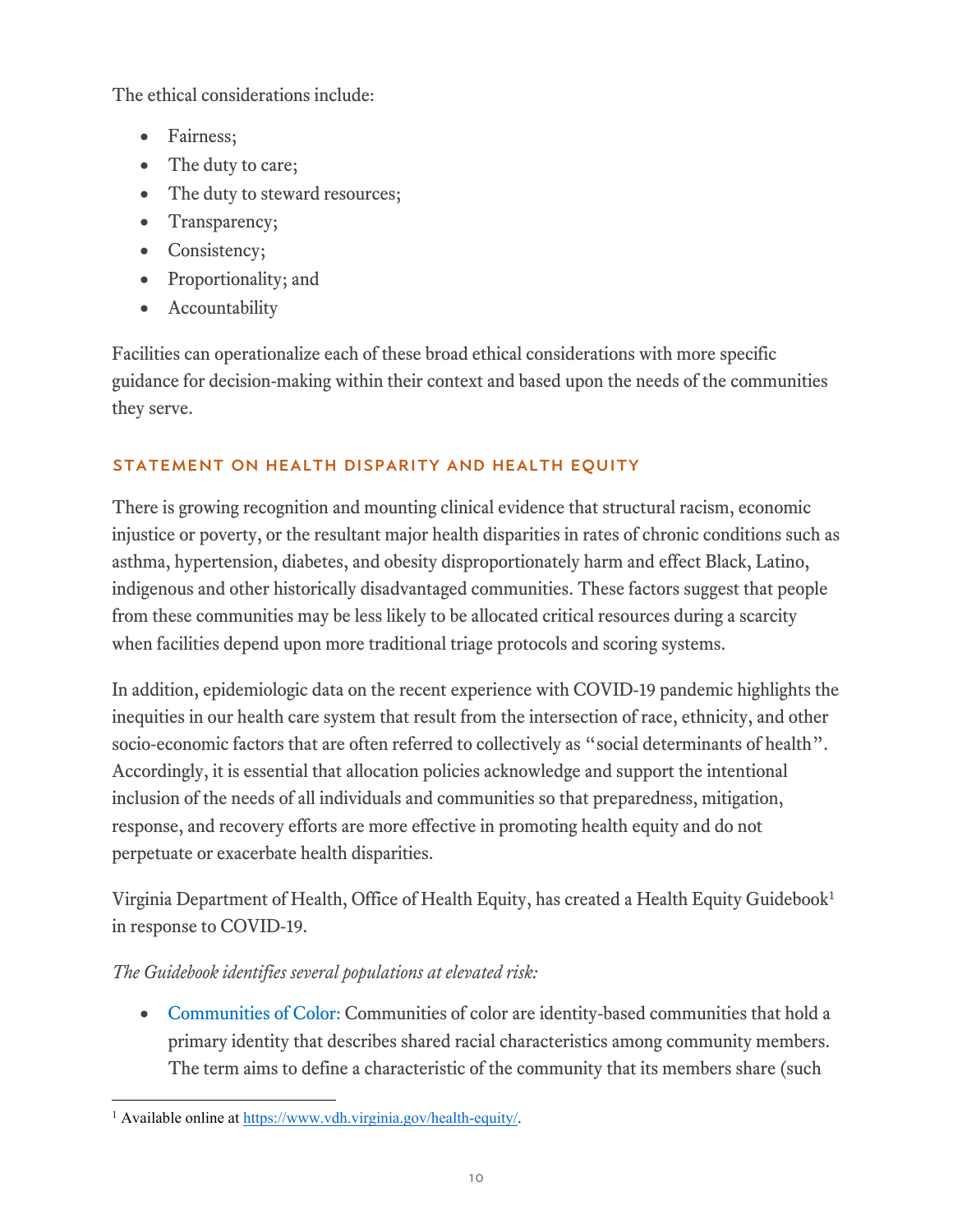The ethical considerations include:

- Fairness;
- The duty to care;
- The duty to steward resources;
- Transparency;
- Consistency;
- Proportionality; and
- Accountability

Facilities can operationalize each of these broad ethical considerations with more specific guidance for decision-making within their context and based upon the needs of the communities they serve.

## STATEMENT ON HEALTH DISPARITY AND HEALTH EQUITY

There is growing recognition and mounting clinical evidence that structural racism, economic injustice or poverty, or the resultant major health disparities in rates of chronic conditions such as asthma, hypertension, diabetes, and obesity disproportionately harm and effect Black, Latino, indigenous and other historically disadvantaged communities. These factors suggest that people from these communities may be less likely to be allocated critical resources during a scarcity when facilities depend upon more traditional triage protocols and scoring systems.

In addition, epidemiologic data on the recent experience with COVID-19 pandemic highlights the inequities in our health care system that result from the intersection of race, ethnicity, and other socio-economic factors that are often referred to collectively as "social determinants of health". Accordingly, it is essential that allocation policies acknowledge and support the intentional inclusion of the needs of all individuals and communities so that preparedness, mitigation, response, and recovery efforts are more effective in promoting health equity and do not perpetuate or exacerbate health disparities.

Virginia Department of Health, Office of Health Equity, has created a Health Equity Guidebook[1] in response to COVID-19.

*The Guidebook identifies several populations at elevated risk:*

- Communities of Color: Communities of color are identity-based communities that hold a primary identity that describes shared racial characteristics among community members. The term aims to define a characteristic of the community that its members share (such

[1] Available online at https://www.vdh.virginia.gov/health-equity/.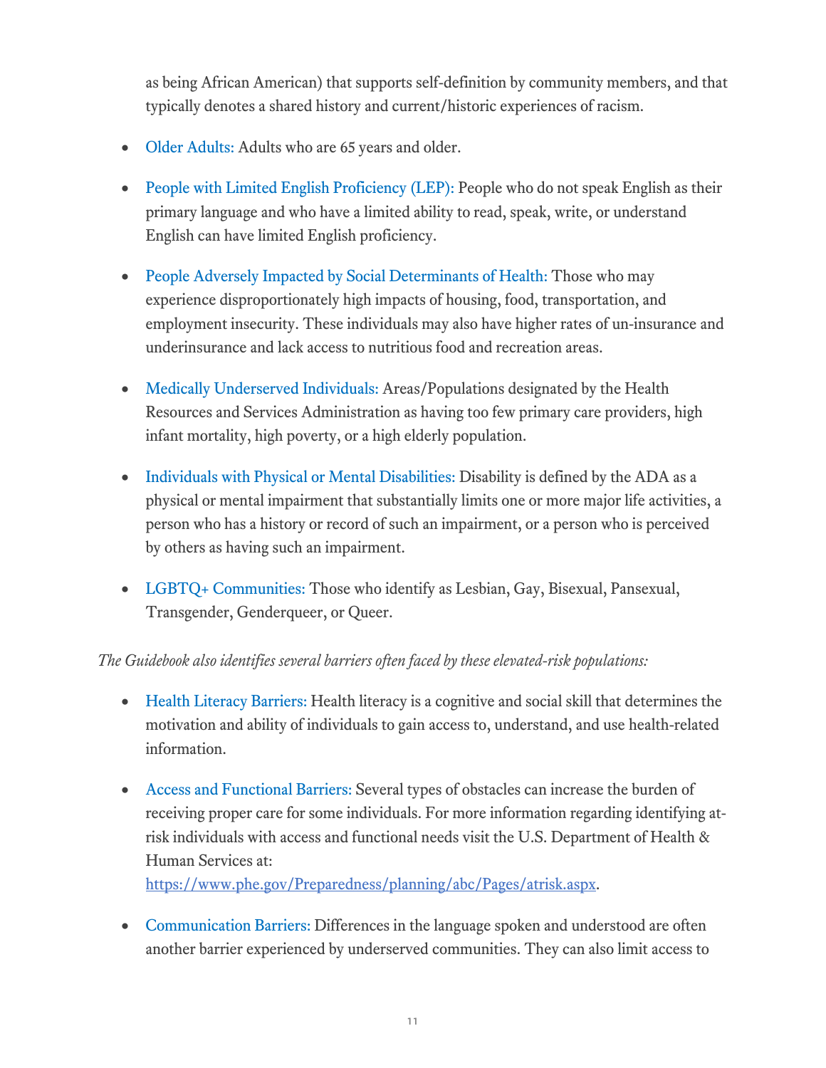as being African American) that supports self-definition by community members, and that typically denotes a shared history and current/historic experiences of racism.

- Older Adults: Adults who are 65 years and older.

- People with Limited English Proficiency (LEP): People who do not speak English as their primary language and who have a limited ability to read, speak, write, or understand English can have limited English proficiency.

- People Adversely Impacted by Social Determinants of Health: Those who may experience disproportionately high impacts of housing, food, transportation, and employment insecurity. These individuals may also have higher rates of un-insurance and underinsurance and lack access to nutritious food and recreation areas.

- Medically Underserved Individuals: Areas/Populations designated by the Health Resources and Services Administration as having too few primary care providers, high infant mortality, high poverty, or a high elderly population.

- Individuals with Physical or Mental Disabilities: Disability is defined by the ADA as a physical or mental impairment that substantially limits one or more major life activities, a person who has a history or record of such an impairment, or a person who is perceived by others as having such an impairment.

- LGBTQ+ Communities: Those who identify as Lesbian, Gay, Bisexual, Pansexual, Transgender, Genderqueer, or Queer.

*The Guidebook also identifies several barriers often faced by these elevated-risk populations:*

- Health Literacy Barriers: Health literacy is a cognitive and social skill that determines the motivation and ability of individuals to gain access to, understand, and use health-related information.

- Access and Functional Barriers: Several types of obstacles can increase the burden of receiving proper care for some individuals. For more information regarding identifying at-risk individuals with access and functional needs visit the U.S. Department of Health & Human Services at: https://www.phe.gov/Preparedness/planning/abc/Pages/atrisk.aspx.

- Communication Barriers: Differences in the language spoken and understood are often another barrier experienced by underserved communities. They can also limit access to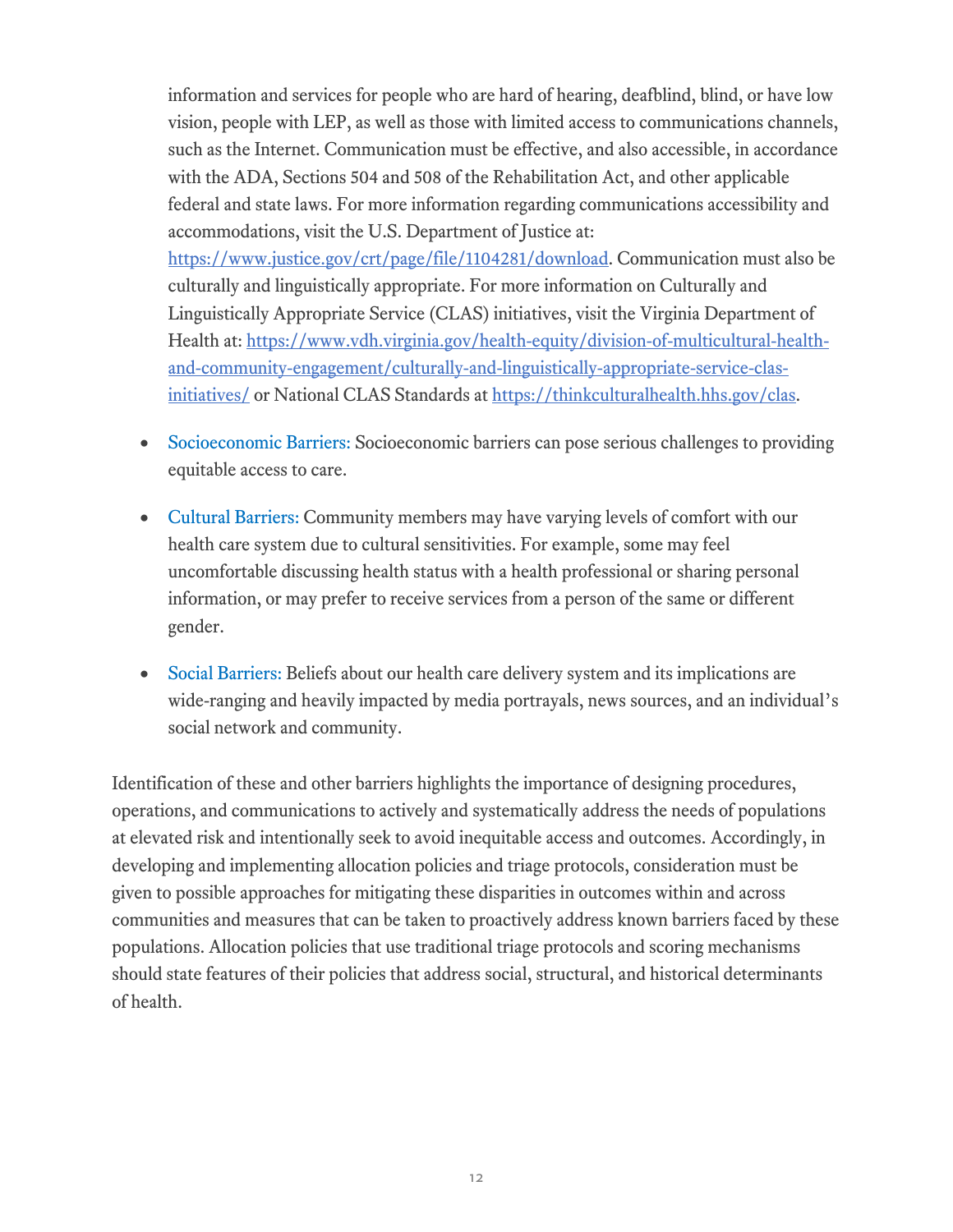information and services for people who are hard of hearing, deafblind, blind, or have low vision, people with LEP, as well as those with limited access to communications channels, such as the Internet. Communication must be effective, and also accessible, in accordance with the ADA, Sections 504 and 508 of the Rehabilitation Act, and other applicable federal and state laws. For more information regarding communications accessibility and accommodations, visit the U.S. Department of Justice at: https://www.justice.gov/crt/page/file/1104281/download. Communication must also be culturally and linguistically appropriate. For more information on Culturally and Linguistically Appropriate Service (CLAS) initiatives, visit the Virginia Department of Health at: https://www.vdh.virginia.gov/health-equity/division-of-multicultural-health-and-community-engagement/culturally-and-linguistically-appropriate-service-clas-initiatives/ or National CLAS Standards at https://thinkculturalhealth.hhs.gov/clas.

- Socioeconomic Barriers: Socioeconomic barriers can pose serious challenges to providing equitable access to care.
- Cultural Barriers: Community members may have varying levels of comfort with our health care system due to cultural sensitivities. For example, some may feel uncomfortable discussing health status with a health professional or sharing personal information, or may prefer to receive services from a person of the same or different gender.
- Social Barriers: Beliefs about our health care delivery system and its implications are wide-ranging and heavily impacted by media portrayals, news sources, and an individual's social network and community.

Identification of these and other barriers highlights the importance of designing procedures, operations, and communications to actively and systematically address the needs of populations at elevated risk and intentionally seek to avoid inequitable access and outcomes. Accordingly, in developing and implementing allocation policies and triage protocols, consideration must be given to possible approaches for mitigating these disparities in outcomes within and across communities and measures that can be taken to proactively address known barriers faced by these populations. Allocation policies that use traditional triage protocols and scoring mechanisms should state features of their policies that address social, structural, and historical determinants of health.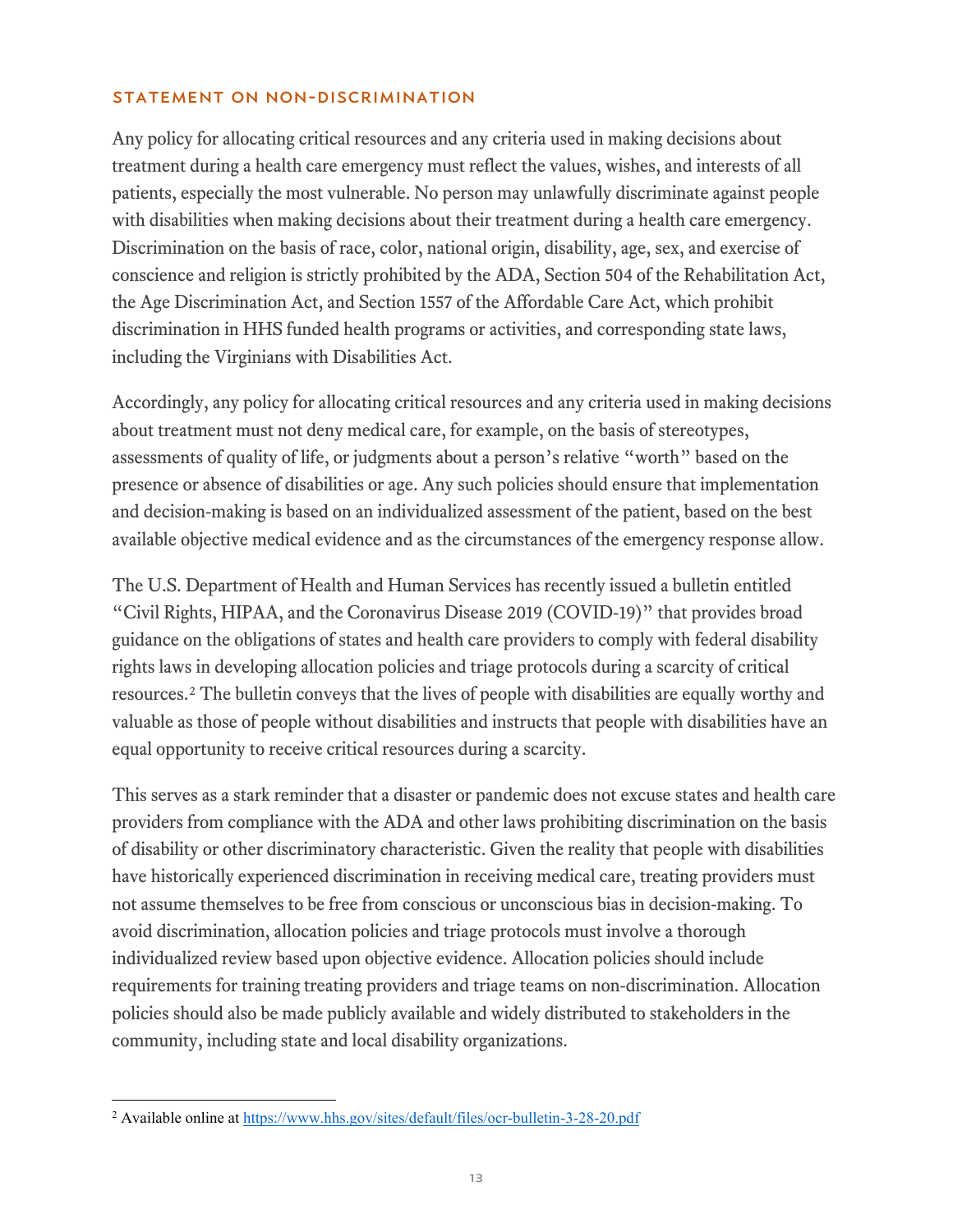## STATEMENT ON NON-DISCRIMINATION

Any policy for allocating critical resources and any criteria used in making decisions about treatment during a health care emergency must reflect the values, wishes, and interests of all patients, especially the most vulnerable. No person may unlawfully discriminate against people with disabilities when making decisions about their treatment during a health care emergency. Discrimination on the basis of race, color, national origin, disability, age, sex, and exercise of conscience and religion is strictly prohibited by the ADA, Section 504 of the Rehabilitation Act, the Age Discrimination Act, and Section 1557 of the Affordable Care Act, which prohibit discrimination in HHS funded health programs or activities, and corresponding state laws, including the Virginians with Disabilities Act.

Accordingly, any policy for allocating critical resources and any criteria used in making decisions about treatment must not deny medical care, for example, on the basis of stereotypes, assessments of quality of life, or judgments about a person's relative "worth" based on the presence or absence of disabilities or age. Any such policies should ensure that implementation and decision-making is based on an individualized assessment of the patient, based on the best available objective medical evidence and as the circumstances of the emergency response allow.

The U.S. Department of Health and Human Services has recently issued a bulletin entitled "Civil Rights, HIPAA, and the Coronavirus Disease 2019 (COVID-19)" that provides broad guidance on the obligations of states and health care providers to comply with federal disability rights laws in developing allocation policies and triage protocols during a scarcity of critical resources.[2] The bulletin conveys that the lives of people with disabilities are equally worthy and valuable as those of people without disabilities and instructs that people with disabilities have an equal opportunity to receive critical resources during a scarcity.

This serves as a stark reminder that a disaster or pandemic does not excuse states and health care providers from compliance with the ADA and other laws prohibiting discrimination on the basis of disability or other discriminatory characteristic. Given the reality that people with disabilities have historically experienced discrimination in receiving medical care, treating providers must not assume themselves to be free from conscious or unconscious bias in decision-making. To avoid discrimination, allocation policies and triage protocols must involve a thorough individualized review based upon objective evidence. Allocation policies should include requirements for training treating providers and triage teams on non-discrimination. Allocation policies should also be made publicly available and widely distributed to stakeholders in the community, including state and local disability organizations.

---

[2] Available online at https://www.hhs.gov/sites/default/files/ocr-bulletin-3-28-20.pdf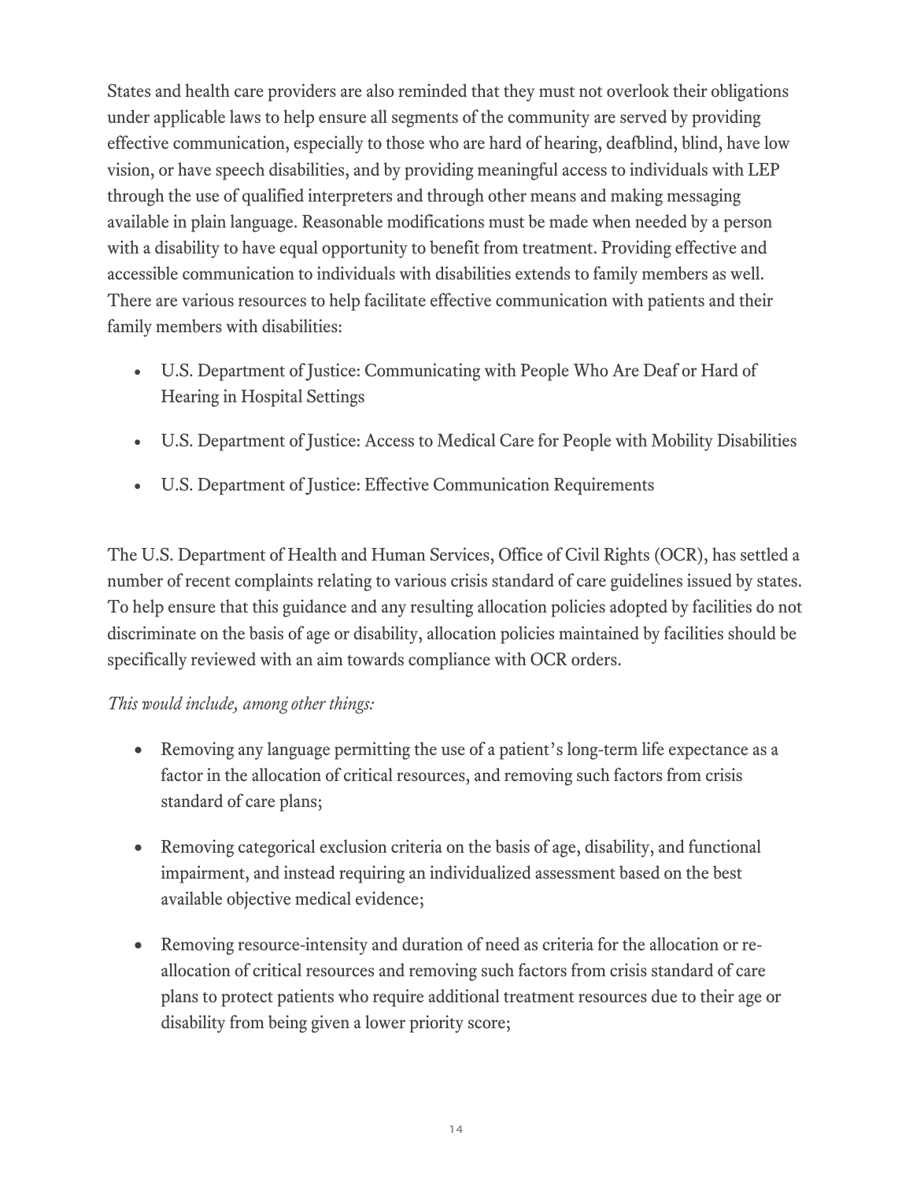States and health care providers are also reminded that they must not overlook their obligations under applicable laws to help ensure all segments of the community are served by providing effective communication, especially to those who are hard of hearing, deafblind, blind, have low vision, or have speech disabilities, and by providing meaningful access to individuals with LEP through the use of qualified interpreters and through other means and making messaging available in plain language. Reasonable modifications must be made when needed by a person with a disability to have equal opportunity to benefit from treatment. Providing effective and accessible communication to individuals with disabilities extends to family members as well. There are various resources to help facilitate effective communication with patients and their family members with disabilities:

- U.S. Department of Justice: Communicating with People Who Are Deaf or Hard of Hearing in Hospital Settings
- U.S. Department of Justice: Access to Medical Care for People with Mobility Disabilities
- U.S. Department of Justice: Effective Communication Requirements

The U.S. Department of Health and Human Services, Office of Civil Rights (OCR), has settled a number of recent complaints relating to various crisis standard of care guidelines issued by states. To help ensure that this guidance and any resulting allocation policies adopted by facilities do not discriminate on the basis of age or disability, allocation policies maintained by facilities should be specifically reviewed with an aim towards compliance with OCR orders.

*This would include, among other things:*

- Removing any language permitting the use of a patient's long-term life expectance as a factor in the allocation of critical resources, and removing such factors from crisis standard of care plans;
- Removing categorical exclusion criteria on the basis of age, disability, and functional impairment, and instead requiring an individualized assessment based on the best available objective medical evidence;
- Removing resource-intensity and duration of need as criteria for the allocation or re-allocation of critical resources and removing such factors from crisis standard of care plans to protect patients who require additional treatment resources due to their age or disability from being given a lower priority score;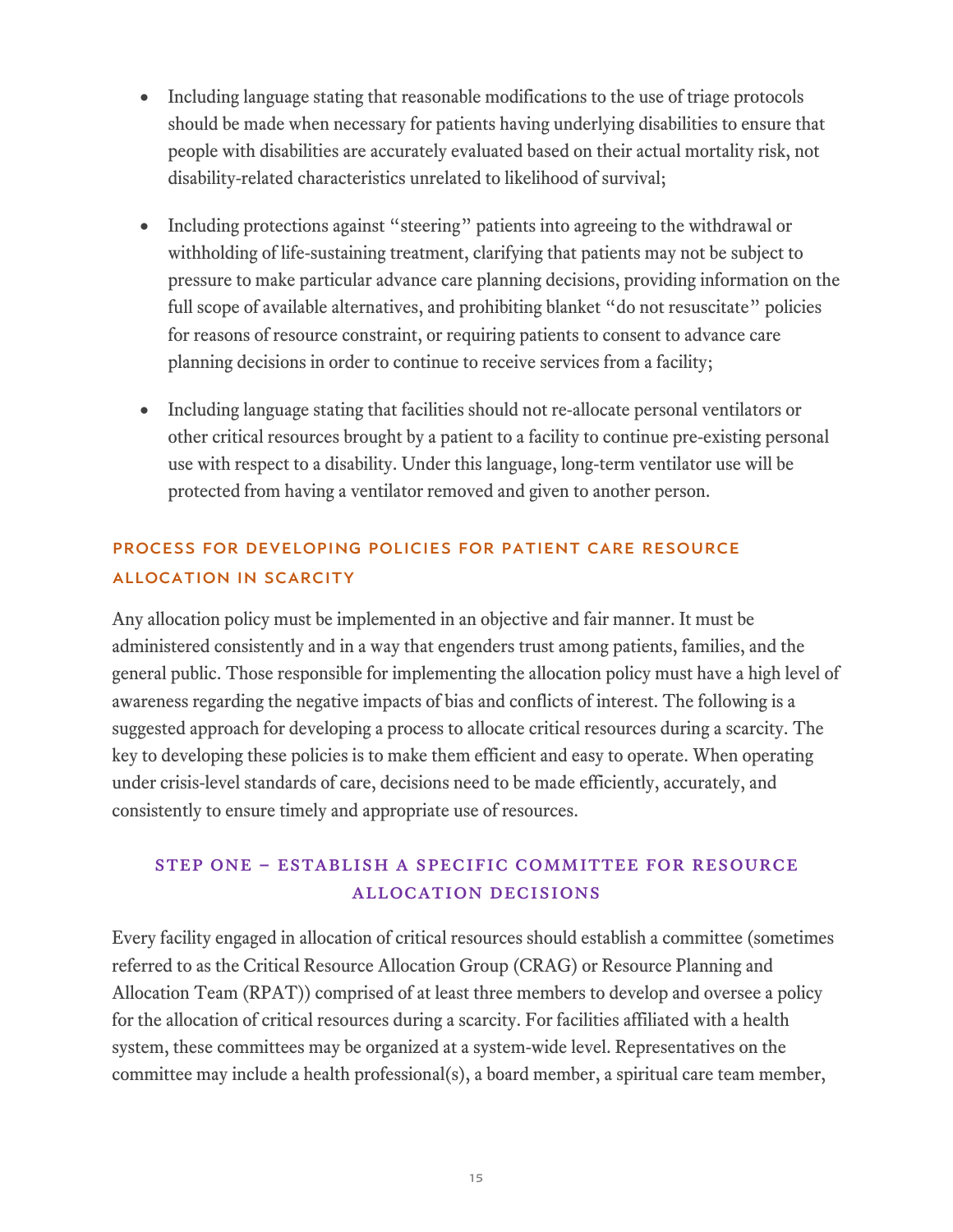- Including language stating that reasonable modifications to the use of triage protocols should be made when necessary for patients having underlying disabilities to ensure that people with disabilities are accurately evaluated based on their actual mortality risk, not disability-related characteristics unrelated to likelihood of survival;

- Including protections against "steering" patients into agreeing to the withdrawal or withholding of life-sustaining treatment, clarifying that patients may not be subject to pressure to make particular advance care planning decisions, providing information on the full scope of available alternatives, and prohibiting blanket "do not resuscitate" policies for reasons of resource constraint, or requiring patients to consent to advance care planning decisions in order to continue to receive services from a facility;

- Including language stating that facilities should not re-allocate personal ventilators or other critical resources brought by a patient to a facility to continue pre-existing personal use with respect to a disability. Under this language, long-term ventilator use will be protected from having a ventilator removed and given to another person.

## PROCESS FOR DEVELOPING POLICIES FOR PATIENT CARE RESOURCE ALLOCATION IN SCARCITY

Any allocation policy must be implemented in an objective and fair manner. It must be administered consistently and in a way that engenders trust among patients, families, and the general public. Those responsible for implementing the allocation policy must have a high level of awareness regarding the negative impacts of bias and conflicts of interest. The following is a suggested approach for developing a process to allocate critical resources during a scarcity. The key to developing these policies is to make them efficient and easy to operate. When operating under crisis-level standards of care, decisions need to be made efficiently, accurately, and consistently to ensure timely and appropriate use of resources.

### STEP ONE – ESTABLISH A SPECIFIC COMMITTEE FOR RESOURCE ALLOCATION DECISIONS

Every facility engaged in allocation of critical resources should establish a committee (sometimes referred to as the Critical Resource Allocation Group (CRAG) or Resource Planning and Allocation Team (RPAT)) comprised of at least three members to develop and oversee a policy for the allocation of critical resources during a scarcity. For facilities affiliated with a health system, these committees may be organized at a system-wide level. Representatives on the committee may include a health professional(s), a board member, a spiritual care team member,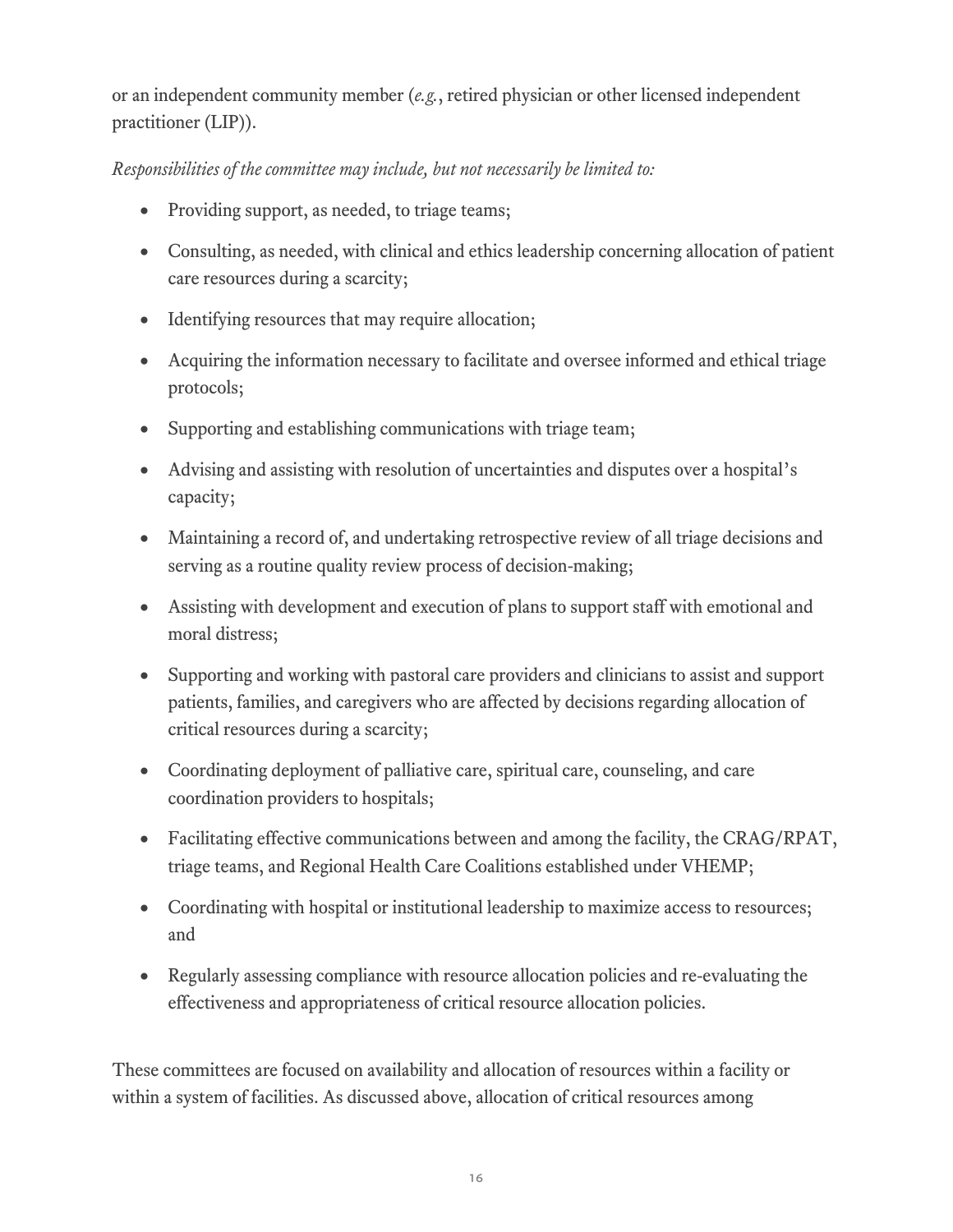or an independent community member (*e.g.*, retired physician or other licensed independent practitioner (LIP)).

*Responsibilities of the committee may include, but not necessarily be limited to:*

- Providing support, as needed, to triage teams;
- Consulting, as needed, with clinical and ethics leadership concerning allocation of patient care resources during a scarcity;
- Identifying resources that may require allocation;
- Acquiring the information necessary to facilitate and oversee informed and ethical triage protocols;
- Supporting and establishing communications with triage team;
- Advising and assisting with resolution of uncertainties and disputes over a hospital's capacity;
- Maintaining a record of, and undertaking retrospective review of all triage decisions and serving as a routine quality review process of decision-making;
- Assisting with development and execution of plans to support staff with emotional and moral distress;
- Supporting and working with pastoral care providers and clinicians to assist and support patients, families, and caregivers who are affected by decisions regarding allocation of critical resources during a scarcity;
- Coordinating deployment of palliative care, spiritual care, counseling, and care coordination providers to hospitals;
- Facilitating effective communications between and among the facility, the CRAG/RPAT, triage teams, and Regional Health Care Coalitions established under VHEMP;
- Coordinating with hospital or institutional leadership to maximize access to resources; and
- Regularly assessing compliance with resource allocation policies and re-evaluating the effectiveness and appropriateness of critical resource allocation policies.

These committees are focused on availability and allocation of resources within a facility or within a system of facilities. As discussed above, allocation of critical resources among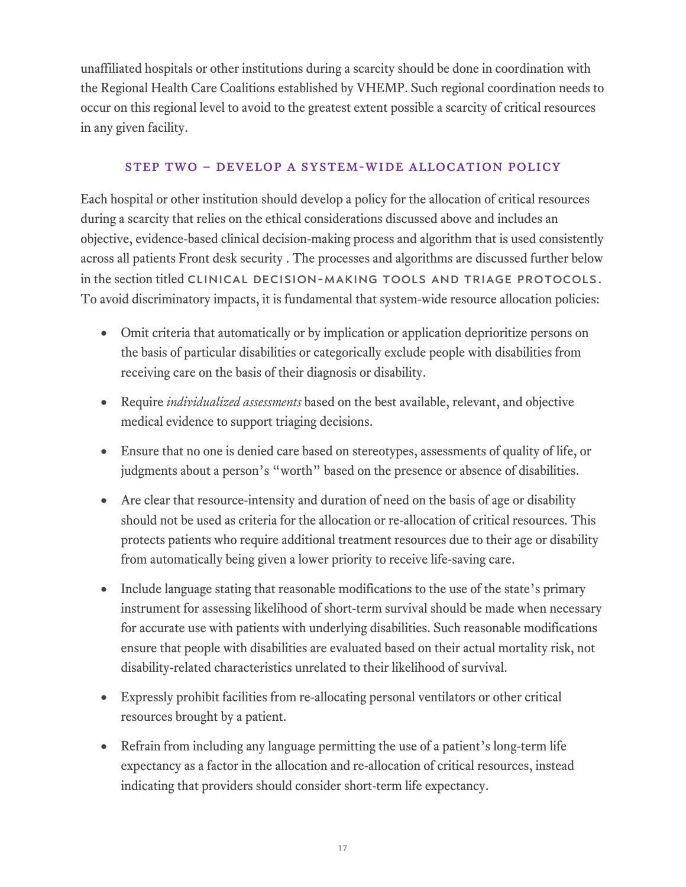unaffiliated hospitals or other institutions during a scarcity should be done in coordination with the Regional Health Care Coalitions established by VHEMP. Such regional coordination needs to occur on this regional level to avoid to the greatest extent possible a scarcity of critical resources in any given facility.

### STEP TWO – DEVELOP A SYSTEM-WIDE ALLOCATION POLICY

Each hospital or other institution should develop a policy for the allocation of critical resources during a scarcity that relies on the ethical considerations discussed above and includes an objective, evidence-based clinical decision-making process and algorithm that is used consistently across all patients Front desk security . The processes and algorithms are discussed further below in the section titled CLINICAL DECISION-MAKING TOOLS AND TRIAGE PROTOCOLS. To avoid discriminatory impacts, it is fundamental that system-wide resource allocation policies:

- Omit criteria that automatically or by implication or application deprioritize persons on the basis of particular disabilities or categorically exclude people with disabilities from receiving care on the basis of their diagnosis or disability.
- Require *individualized assessments* based on the best available, relevant, and objective medical evidence to support triaging decisions.
- Ensure that no one is denied care based on stereotypes, assessments of quality of life, or judgments about a person's "worth" based on the presence or absence of disabilities.
- Are clear that resource-intensity and duration of need on the basis of age or disability should not be used as criteria for the allocation or re-allocation of critical resources. This protects patients who require additional treatment resources due to their age or disability from automatically being given a lower priority to receive life-saving care.
- Include language stating that reasonable modifications to the use of the state's primary instrument for assessing likelihood of short-term survival should be made when necessary for accurate use with patients with underlying disabilities. Such reasonable modifications ensure that people with disabilities are evaluated based on their actual mortality risk, not disability-related characteristics unrelated to their likelihood of survival.
- Expressly prohibit facilities from re-allocating personal ventilators or other critical resources brought by a patient.
- Refrain from including any language permitting the use of a patient's long-term life expectancy as a factor in the allocation and re-allocation of critical resources, instead indicating that providers should consider short-term life expectancy.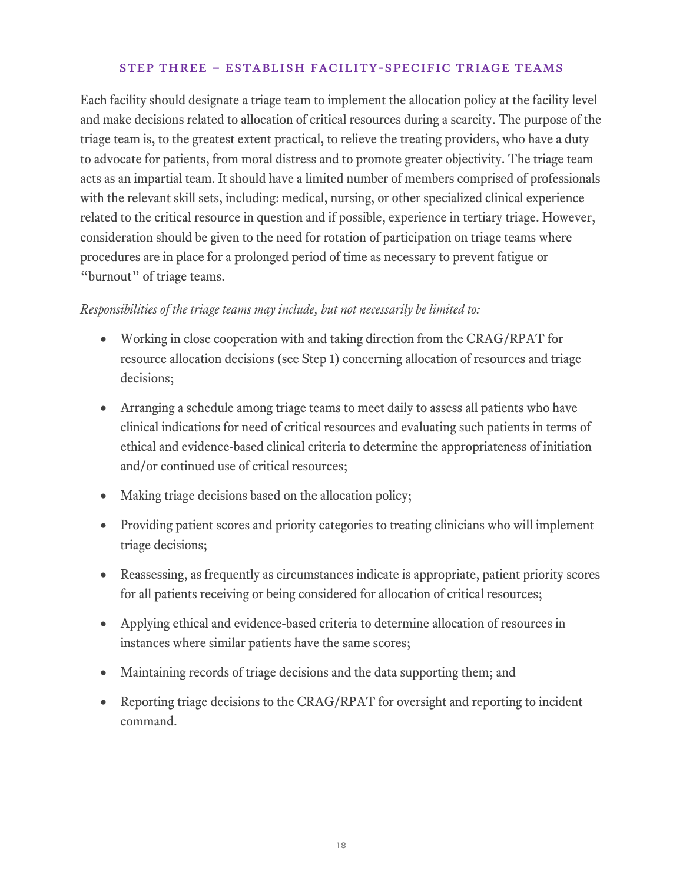### STEP THREE – ESTABLISH FACILITY-SPECIFIC TRIAGE TEAMS

Each facility should designate a triage team to implement the allocation policy at the facility level and make decisions related to allocation of critical resources during a scarcity. The purpose of the triage team is, to the greatest extent practical, to relieve the treating providers, who have a duty to advocate for patients, from moral distress and to promote greater objectivity. The triage team acts as an impartial team. It should have a limited number of members comprised of professionals with the relevant skill sets, including: medical, nursing, or other specialized clinical experience related to the critical resource in question and if possible, experience in tertiary triage. However, consideration should be given to the need for rotation of participation on triage teams where procedures are in place for a prolonged period of time as necessary to prevent fatigue or "burnout" of triage teams.

*Responsibilities of the triage teams may include, but not necessarily be limited to:*

- Working in close cooperation with and taking direction from the CRAG/RPAT for resource allocation decisions (see Step 1) concerning allocation of resources and triage decisions;
- Arranging a schedule among triage teams to meet daily to assess all patients who have clinical indications for need of critical resources and evaluating such patients in terms of ethical and evidence-based clinical criteria to determine the appropriateness of initiation and/or continued use of critical resources;
- Making triage decisions based on the allocation policy;
- Providing patient scores and priority categories to treating clinicians who will implement triage decisions;
- Reassessing, as frequently as circumstances indicate is appropriate, patient priority scores for all patients receiving or being considered for allocation of critical resources;
- Applying ethical and evidence-based criteria to determine allocation of resources in instances where similar patients have the same scores;
- Maintaining records of triage decisions and the data supporting them; and
- Reporting triage decisions to the CRAG/RPAT for oversight and reporting to incident command.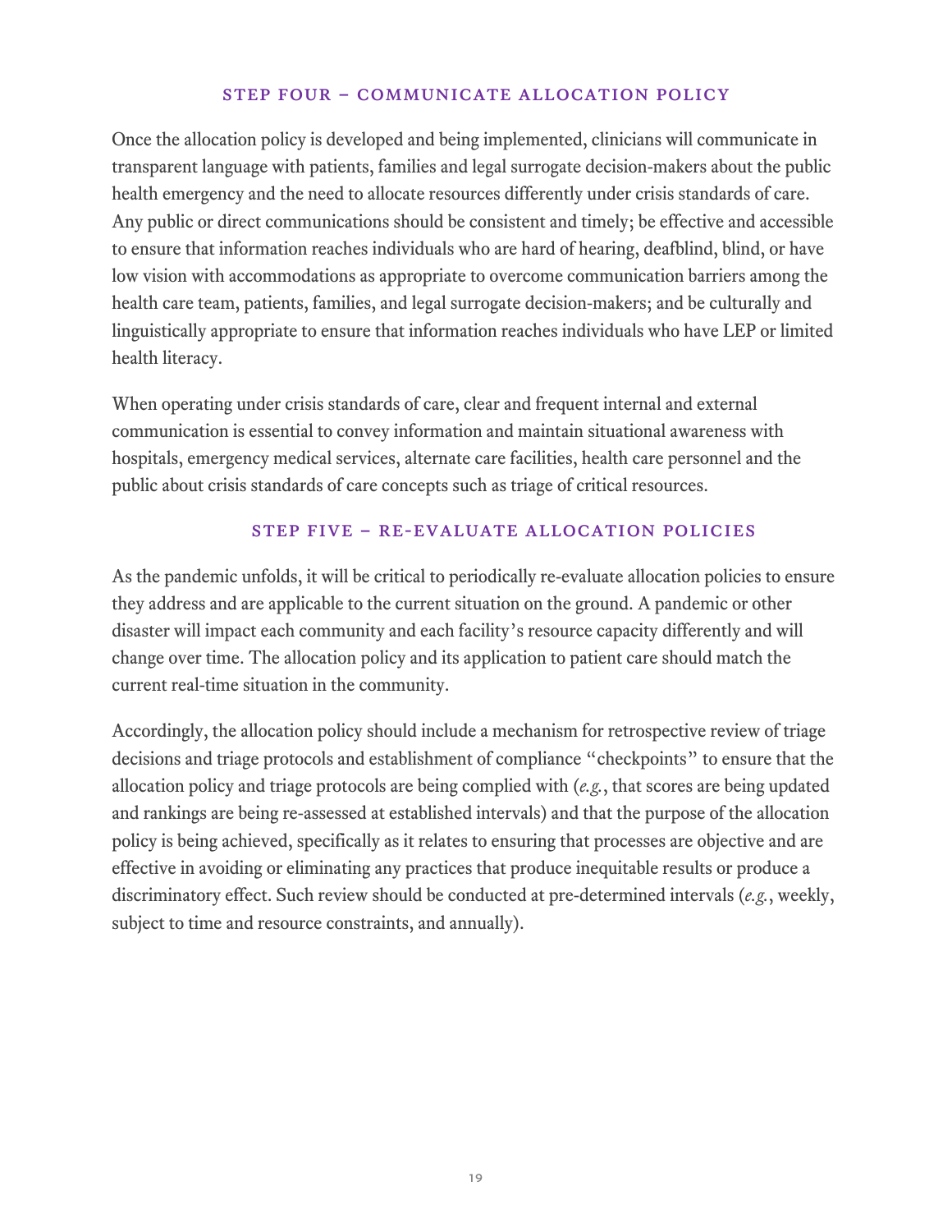### STEP FOUR – COMMUNICATE ALLOCATION POLICY

Once the allocation policy is developed and being implemented, clinicians will communicate in transparent language with patients, families and legal surrogate decision-makers about the public health emergency and the need to allocate resources differently under crisis standards of care. Any public or direct communications should be consistent and timely; be effective and accessible to ensure that information reaches individuals who are hard of hearing, deafblind, blind, or have low vision with accommodations as appropriate to overcome communication barriers among the health care team, patients, families, and legal surrogate decision-makers; and be culturally and linguistically appropriate to ensure that information reaches individuals who have LEP or limited health literacy.

When operating under crisis standards of care, clear and frequent internal and external communication is essential to convey information and maintain situational awareness with hospitals, emergency medical services, alternate care facilities, health care personnel and the public about crisis standards of care concepts such as triage of critical resources.

### STEP FIVE – RE-EVALUATE ALLOCATION POLICIES

As the pandemic unfolds, it will be critical to periodically re-evaluate allocation policies to ensure they address and are applicable to the current situation on the ground. A pandemic or other disaster will impact each community and each facility's resource capacity differently and will change over time. The allocation policy and its application to patient care should match the current real-time situation in the community.

Accordingly, the allocation policy should include a mechanism for retrospective review of triage decisions and triage protocols and establishment of compliance "checkpoints" to ensure that the allocation policy and triage protocols are being complied with (*e.g.*, that scores are being updated and rankings are being re-assessed at established intervals) and that the purpose of the allocation policy is being achieved, specifically as it relates to ensuring that processes are objective and are effective in avoiding or eliminating any practices that produce inequitable results or produce a discriminatory effect. Such review should be conducted at pre-determined intervals (*e.g.*, weekly, subject to time and resource constraints, and annually).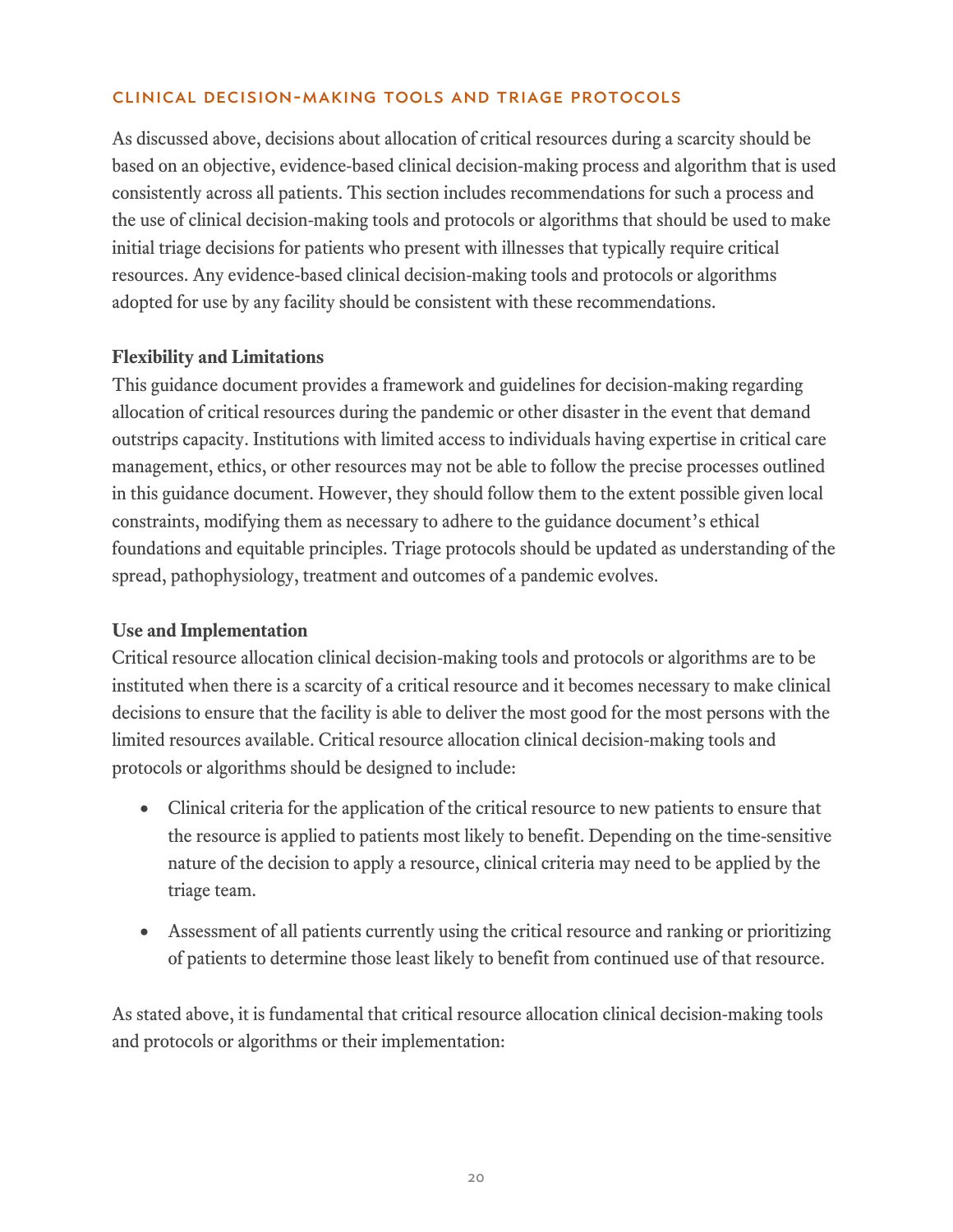## CLINICAL DECISION-MAKING TOOLS AND TRIAGE PROTOCOLS

As discussed above, decisions about allocation of critical resources during a scarcity should be based on an objective, evidence-based clinical decision-making process and algorithm that is used consistently across all patients. This section includes recommendations for such a process and the use of clinical decision-making tools and protocols or algorithms that should be used to make initial triage decisions for patients who present with illnesses that typically require critical resources. Any evidence-based clinical decision-making tools and protocols or algorithms adopted for use by any facility should be consistent with these recommendations.

### Flexibility and Limitations

This guidance document provides a framework and guidelines for decision-making regarding allocation of critical resources during the pandemic or other disaster in the event that demand outstrips capacity. Institutions with limited access to individuals having expertise in critical care management, ethics, or other resources may not be able to follow the precise processes outlined in this guidance document. However, they should follow them to the extent possible given local constraints, modifying them as necessary to adhere to the guidance document's ethical foundations and equitable principles. Triage protocols should be updated as understanding of the spread, pathophysiology, treatment and outcomes of a pandemic evolves.

### Use and Implementation

Critical resource allocation clinical decision-making tools and protocols or algorithms are to be instituted when there is a scarcity of a critical resource and it becomes necessary to make clinical decisions to ensure that the facility is able to deliver the most good for the most persons with the limited resources available. Critical resource allocation clinical decision-making tools and protocols or algorithms should be designed to include:

- Clinical criteria for the application of the critical resource to new patients to ensure that the resource is applied to patients most likely to benefit. Depending on the time-sensitive nature of the decision to apply a resource, clinical criteria may need to be applied by the triage team.
- Assessment of all patients currently using the critical resource and ranking or prioritizing of patients to determine those least likely to benefit from continued use of that resource.

As stated above, it is fundamental that critical resource allocation clinical decision-making tools and protocols or algorithms or their implementation: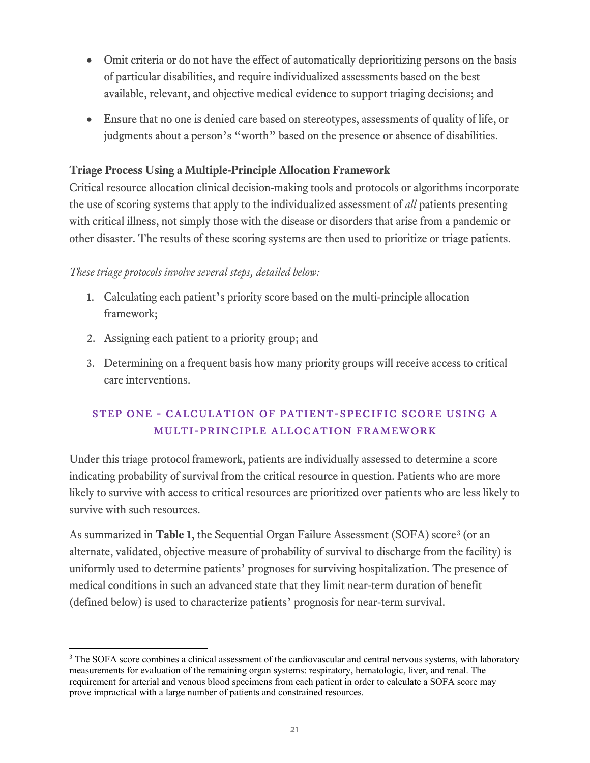- Omit criteria or do not have the effect of automatically deprioritizing persons on the basis of particular disabilities, and require individualized assessments based on the best available, relevant, and objective medical evidence to support triaging decisions; and
- Ensure that no one is denied care based on stereotypes, assessments of quality of life, or judgments about a person's "worth" based on the presence or absence of disabilities.

### Triage Process Using a Multiple-Principle Allocation Framework

Critical resource allocation clinical decision-making tools and protocols or algorithms incorporate the use of scoring systems that apply to the individualized assessment of *all* patients presenting with critical illness, not simply those with the disease or disorders that arise from a pandemic or other disaster. The results of these scoring systems are then used to prioritize or triage patients.

*These triage protocols involve several steps, detailed below:*

1. Calculating each patient's priority score based on the multi-principle allocation framework;
2. Assigning each patient to a priority group; and
3. Determining on a frequent basis how many priority groups will receive access to critical care interventions.

## STEP ONE - CALCULATION OF PATIENT-SPECIFIC SCORE USING A MULTI-PRINCIPLE ALLOCATION FRAMEWORK

Under this triage protocol framework, patients are individually assessed to determine a score indicating probability of survival from the critical resource in question. Patients who are more likely to survive with access to critical resources are prioritized over patients who are less likely to survive with such resources.

As summarized in **Table 1**, the Sequential Organ Failure Assessment (SOFA) score[3] (or an alternate, validated, objective measure of probability of survival to discharge from the facility) is uniformly used to determine patients' prognoses for surviving hospitalization. The presence of medical conditions in such an advanced state that they limit near-term duration of benefit (defined below) is used to characterize patients' prognosis for near-term survival.

---

[3] The SOFA score combines a clinical assessment of the cardiovascular and central nervous systems, with laboratory measurements for evaluation of the remaining organ systems: respiratory, hematologic, liver, and renal. The requirement for arterial and venous blood specimens from each patient in order to calculate a SOFA score may prove impractical with a large number of patients and constrained resources.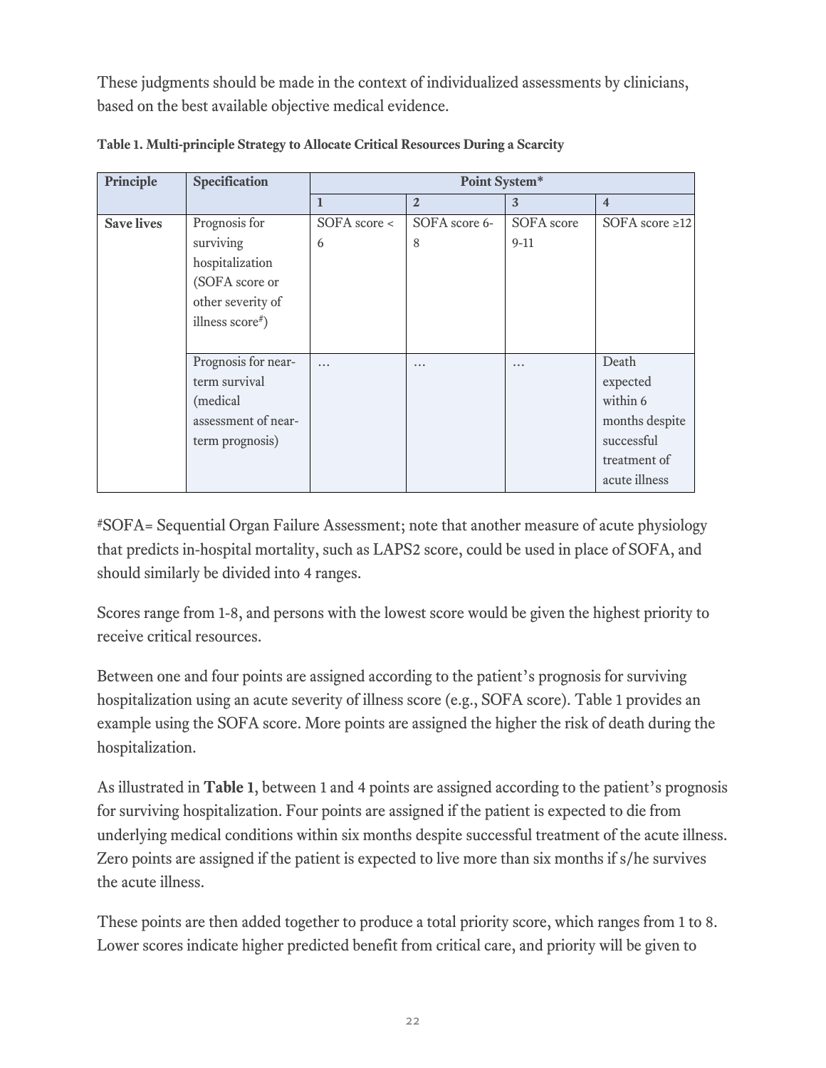These judgments should be made in the context of individualized assessments by clinicians, based on the best available objective medical evidence.

**Table 1. Multi-principle Strategy to Allocate Critical Resources During a Scarcity**

| Principle | Specification | Point System* | | | |
|---|---|---|---|---|---|
| | | 1 | 2 | 3 | 4 |
| **Save lives** | Prognosis for surviving hospitalization (SOFA score or other severity of illness score#) | SOFA score < 6 | SOFA score 6-8 | SOFA score 9-11 | SOFA score ≥12 |
| | Prognosis for near-term survival (medical assessment of near-term prognosis) | … | … | … | Death expected within 6 months despite successful treatment of acute illness |

#SOFA= Sequential Organ Failure Assessment; note that another measure of acute physiology that predicts in-hospital mortality, such as LAPS2 score, could be used in place of SOFA, and should similarly be divided into 4 ranges.

Scores range from 1-8, and persons with the lowest score would be given the highest priority to receive critical resources.

Between one and four points are assigned according to the patient's prognosis for surviving hospitalization using an acute severity of illness score (e.g., SOFA score). Table 1 provides an example using the SOFA score. More points are assigned the higher the risk of death during the hospitalization.

As illustrated in **Table 1**, between 1 and 4 points are assigned according to the patient's prognosis for surviving hospitalization. Four points are assigned if the patient is expected to die from underlying medical conditions within six months despite successful treatment of the acute illness. Zero points are assigned if the patient is expected to live more than six months if s/he survives the acute illness.

These points are then added together to produce a total priority score, which ranges from 1 to 8. Lower scores indicate higher predicted benefit from critical care, and priority will be given to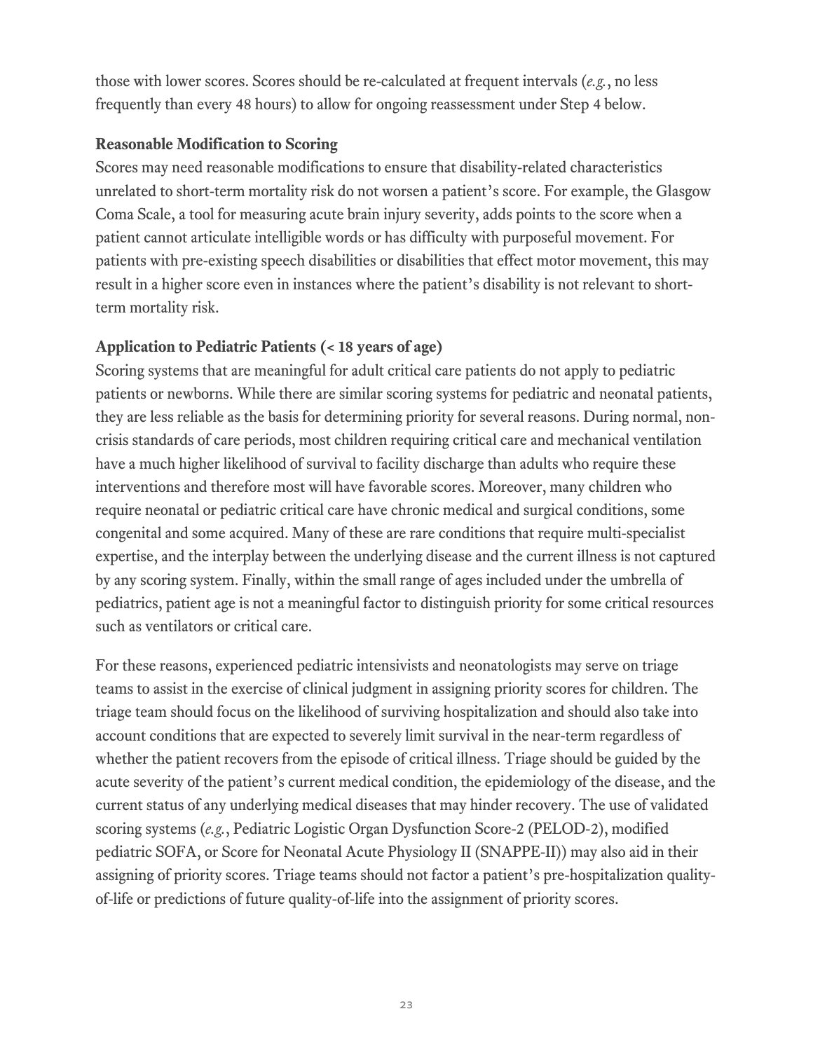those with lower scores. Scores should be re-calculated at frequent intervals (*e.g.*, no less frequently than every 48 hours) to allow for ongoing reassessment under Step 4 below.

**Reasonable Modification to Scoring**

Scores may need reasonable modifications to ensure that disability-related characteristics unrelated to short-term mortality risk do not worsen a patient's score. For example, the Glasgow Coma Scale, a tool for measuring acute brain injury severity, adds points to the score when a patient cannot articulate intelligible words or has difficulty with purposeful movement. For patients with pre-existing speech disabilities or disabilities that effect motor movement, this may result in a higher score even in instances where the patient's disability is not relevant to short-term mortality risk.

**Application to Pediatric Patients (< 18 years of age)**

Scoring systems that are meaningful for adult critical care patients do not apply to pediatric patients or newborns. While there are similar scoring systems for pediatric and neonatal patients, they are less reliable as the basis for determining priority for several reasons. During normal, non-crisis standards of care periods, most children requiring critical care and mechanical ventilation have a much higher likelihood of survival to facility discharge than adults who require these interventions and therefore most will have favorable scores. Moreover, many children who require neonatal or pediatric critical care have chronic medical and surgical conditions, some congenital and some acquired. Many of these are rare conditions that require multi-specialist expertise, and the interplay between the underlying disease and the current illness is not captured by any scoring system. Finally, within the small range of ages included under the umbrella of pediatrics, patient age is not a meaningful factor to distinguish priority for some critical resources such as ventilators or critical care.

For these reasons, experienced pediatric intensivists and neonatologists may serve on triage teams to assist in the exercise of clinical judgment in assigning priority scores for children. The triage team should focus on the likelihood of surviving hospitalization and should also take into account conditions that are expected to severely limit survival in the near-term regardless of whether the patient recovers from the episode of critical illness. Triage should be guided by the acute severity of the patient's current medical condition, the epidemiology of the disease, and the current status of any underlying medical diseases that may hinder recovery. The use of validated scoring systems (*e.g.*, Pediatric Logistic Organ Dysfunction Score-2 (PELOD-2), modified pediatric SOFA, or Score for Neonatal Acute Physiology II (SNAPPE-II)) may also aid in their assigning of priority scores. Triage teams should not factor a patient's pre-hospitalization quality-of-life or predictions of future quality-of-life into the assignment of priority scores.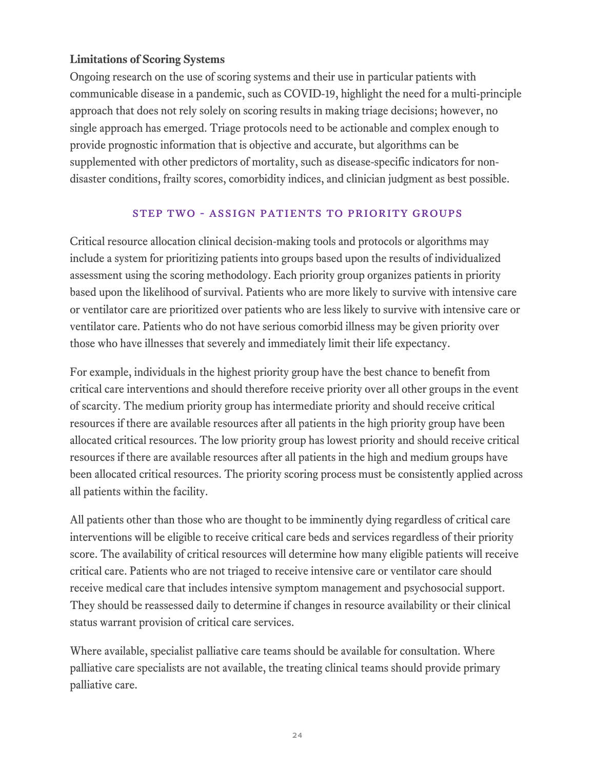### Limitations of Scoring Systems

Ongoing research on the use of scoring systems and their use in particular patients with communicable disease in a pandemic, such as COVID-19, highlight the need for a multi-principle approach that does not rely solely on scoring results in making triage decisions; however, no single approach has emerged. Triage protocols need to be actionable and complex enough to provide prognostic information that is objective and accurate, but algorithms can be supplemented with other predictors of mortality, such as disease-specific indicators for non-disaster conditions, frailty scores, comorbidity indices, and clinician judgment as best possible.

## STEP TWO - ASSIGN PATIENTS TO PRIORITY GROUPS

Critical resource allocation clinical decision-making tools and protocols or algorithms may include a system for prioritizing patients into groups based upon the results of individualized assessment using the scoring methodology. Each priority group organizes patients in priority based upon the likelihood of survival. Patients who are more likely to survive with intensive care or ventilator care are prioritized over patients who are less likely to survive with intensive care or ventilator care. Patients who do not have serious comorbid illness may be given priority over those who have illnesses that severely and immediately limit their life expectancy.

For example, individuals in the highest priority group have the best chance to benefit from critical care interventions and should therefore receive priority over all other groups in the event of scarcity. The medium priority group has intermediate priority and should receive critical resources if there are available resources after all patients in the high priority group have been allocated critical resources. The low priority group has lowest priority and should receive critical resources if there are available resources after all patients in the high and medium groups have been allocated critical resources. The priority scoring process must be consistently applied across all patients within the facility.

All patients other than those who are thought to be imminently dying regardless of critical care interventions will be eligible to receive critical care beds and services regardless of their priority score. The availability of critical resources will determine how many eligible patients will receive critical care. Patients who are not triaged to receive intensive care or ventilator care should receive medical care that includes intensive symptom management and psychosocial support. They should be reassessed daily to determine if changes in resource availability or their clinical status warrant provision of critical care services.

Where available, specialist palliative care teams should be available for consultation. Where palliative care specialists are not available, the treating clinical teams should provide primary palliative care.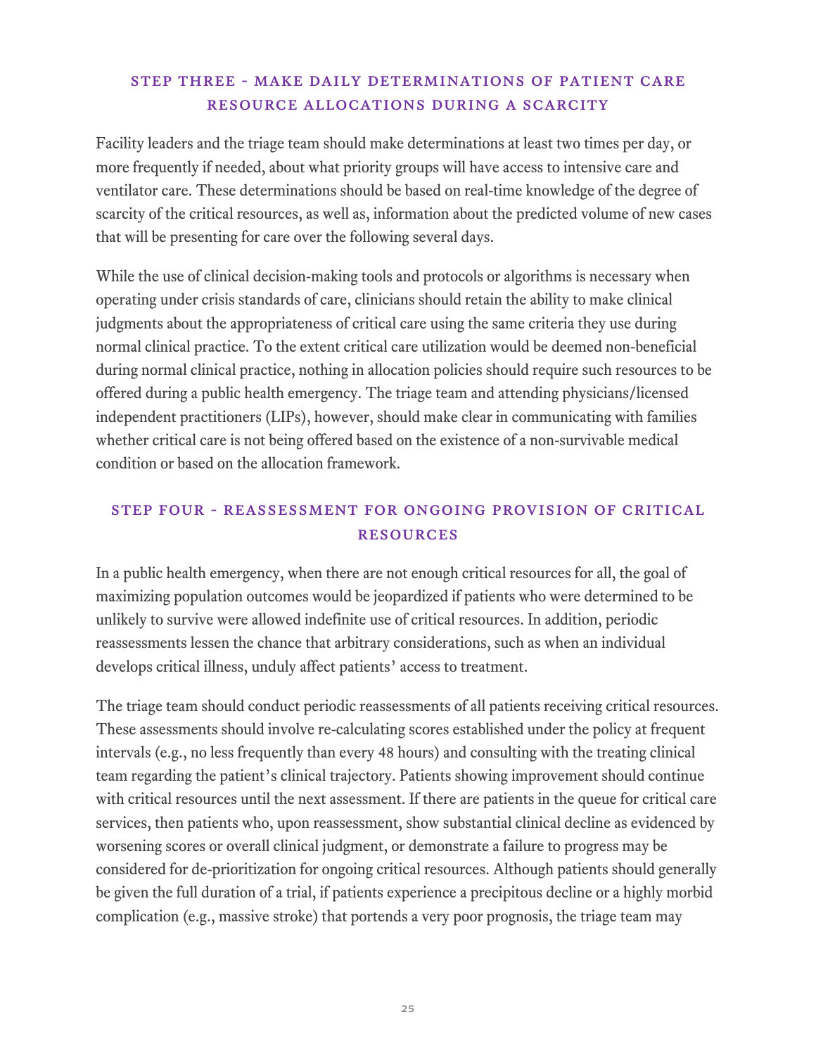### STEP THREE - MAKE DAILY DETERMINATIONS OF PATIENT CARE RESOURCE ALLOCATIONS DURING A SCARCITY

Facility leaders and the triage team should make determinations at least two times per day, or more frequently if needed, about what priority groups will have access to intensive care and ventilator care. These determinations should be based on real-time knowledge of the degree of scarcity of the critical resources, as well as, information about the predicted volume of new cases that will be presenting for care over the following several days.

While the use of clinical decision-making tools and protocols or algorithms is necessary when operating under crisis standards of care, clinicians should retain the ability to make clinical judgments about the appropriateness of critical care using the same criteria they use during normal clinical practice. To the extent critical care utilization would be deemed non-beneficial during normal clinical practice, nothing in allocation policies should require such resources to be offered during a public health emergency. The triage team and attending physicians/licensed independent practitioners (LIPs), however, should make clear in communicating with families whether critical care is not being offered based on the existence of a non-survivable medical condition or based on the allocation framework.

### STEP FOUR - REASSESSMENT FOR ONGOING PROVISION OF CRITICAL RESOURCES

In a public health emergency, when there are not enough critical resources for all, the goal of maximizing population outcomes would be jeopardized if patients who were determined to be unlikely to survive were allowed indefinite use of critical resources. In addition, periodic reassessments lessen the chance that arbitrary considerations, such as when an individual develops critical illness, unduly affect patients' access to treatment.

The triage team should conduct periodic reassessments of all patients receiving critical resources. These assessments should involve re-calculating scores established under the policy at frequent intervals (e.g., no less frequently than every 48 hours) and consulting with the treating clinical team regarding the patient's clinical trajectory. Patients showing improvement should continue with critical resources until the next assessment. If there are patients in the queue for critical care services, then patients who, upon reassessment, show substantial clinical decline as evidenced by worsening scores or overall clinical judgment, or demonstrate a failure to progress may be considered for de-prioritization for ongoing critical resources. Although patients should generally be given the full duration of a trial, if patients experience a precipitous decline or a highly morbid complication (e.g., massive stroke) that portends a very poor prognosis, the triage team may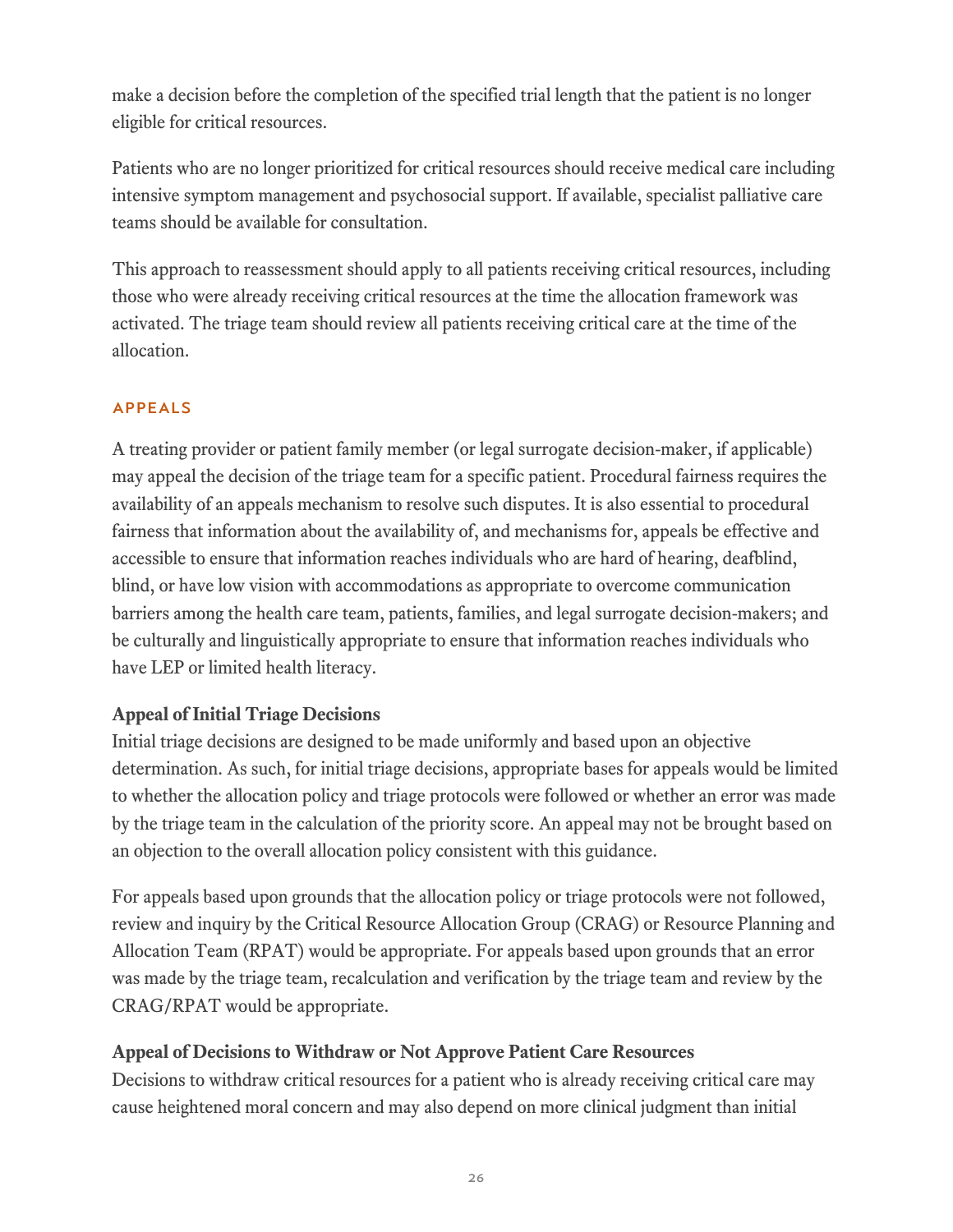make a decision before the completion of the specified trial length that the patient is no longer eligible for critical resources.

Patients who are no longer prioritized for critical resources should receive medical care including intensive symptom management and psychosocial support. If available, specialist palliative care teams should be available for consultation.

This approach to reassessment should apply to all patients receiving critical resources, including those who were already receiving critical resources at the time the allocation framework was activated. The triage team should review all patients receiving critical care at the time of the allocation.

## APPEALS

A treating provider or patient family member (or legal surrogate decision-maker, if applicable) may appeal the decision of the triage team for a specific patient. Procedural fairness requires the availability of an appeals mechanism to resolve such disputes. It is also essential to procedural fairness that information about the availability of, and mechanisms for, appeals be effective and accessible to ensure that information reaches individuals who are hard of hearing, deafblind, blind, or have low vision with accommodations as appropriate to overcome communication barriers among the health care team, patients, families, and legal surrogate decision-makers; and be culturally and linguistically appropriate to ensure that information reaches individuals who have LEP or limited health literacy.

### Appeal of Initial Triage Decisions

Initial triage decisions are designed to be made uniformly and based upon an objective determination. As such, for initial triage decisions, appropriate bases for appeals would be limited to whether the allocation policy and triage protocols were followed or whether an error was made by the triage team in the calculation of the priority score. An appeal may not be brought based on an objection to the overall allocation policy consistent with this guidance.

For appeals based upon grounds that the allocation policy or triage protocols were not followed, review and inquiry by the Critical Resource Allocation Group (CRAG) or Resource Planning and Allocation Team (RPAT) would be appropriate. For appeals based upon grounds that an error was made by the triage team, recalculation and verification by the triage team and review by the CRAG/RPAT would be appropriate.

### Appeal of Decisions to Withdraw or Not Approve Patient Care Resources

Decisions to withdraw critical resources for a patient who is already receiving critical care may cause heightened moral concern and may also depend on more clinical judgment than initial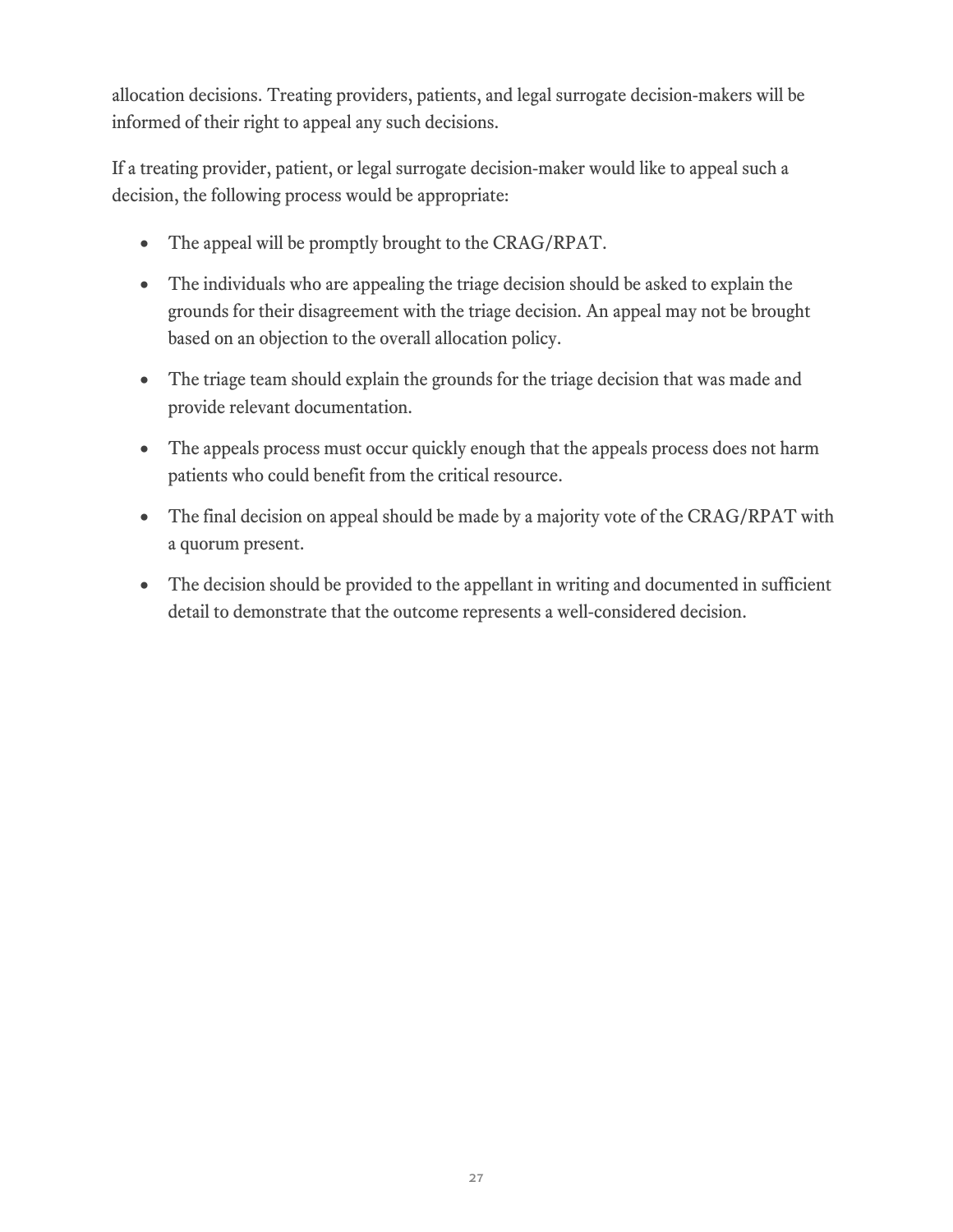allocation decisions. Treating providers, patients, and legal surrogate decision-makers will be informed of their right to appeal any such decisions.

If a treating provider, patient, or legal surrogate decision-maker would like to appeal such a decision, the following process would be appropriate:

- The appeal will be promptly brought to the CRAG/RPAT.
- The individuals who are appealing the triage decision should be asked to explain the grounds for their disagreement with the triage decision. An appeal may not be brought based on an objection to the overall allocation policy.
- The triage team should explain the grounds for the triage decision that was made and provide relevant documentation.
- The appeals process must occur quickly enough that the appeals process does not harm patients who could benefit from the critical resource.
- The final decision on appeal should be made by a majority vote of the CRAG/RPAT with a quorum present.
- The decision should be provided to the appellant in writing and documented in sufficient detail to demonstrate that the outcome represents a well-considered decision.